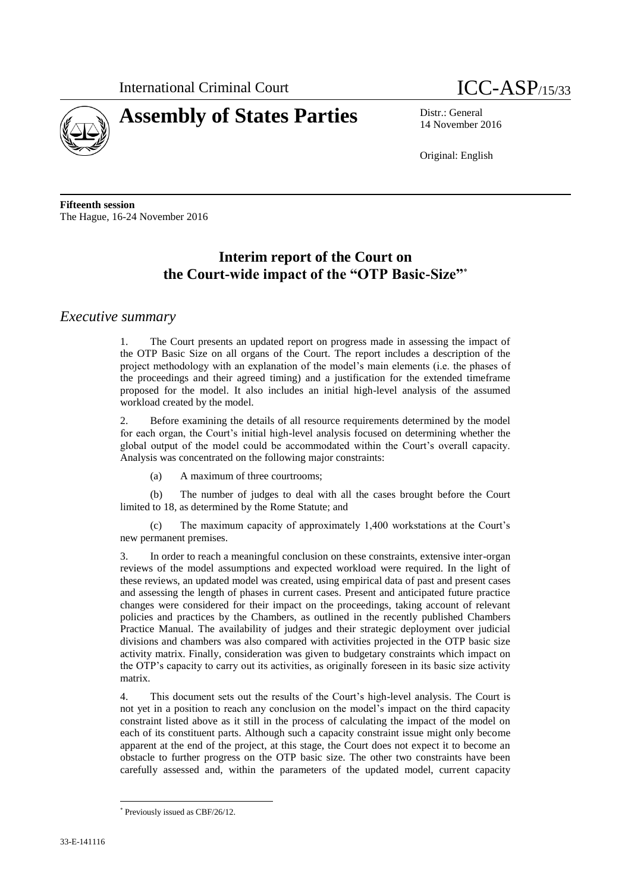International Criminal Court

# Assembly of States Parties

ICC-ASP/15/33

Distr.: General
14 November 2016

Original: English

**Fifteenth session**
The Hague, 16-24 November 2016

## Interim report of the Court on the Court-wide impact of the "OTP Basic-Size"*

## *Executive summary*

1. The Court presents an updated report on progress made in assessing the impact of the OTP Basic Size on all organs of the Court. The report includes a description of the project methodology with an explanation of the model's main elements (i.e. the phases of the proceedings and their agreed timing) and a justification for the extended timeframe proposed for the model. It also includes an initial high-level analysis of the assumed workload created by the model.

2. Before examining the details of all resource requirements determined by the model for each organ, the Court's initial high-level analysis focused on determining whether the global output of the model could be accommodated within the Court's overall capacity. Analysis was concentrated on the following major constraints:

(a) A maximum of three courtrooms;

(b) The number of judges to deal with all the cases brought before the Court limited to 18, as determined by the Rome Statute; and

(c) The maximum capacity of approximately 1,400 workstations at the Court's new permanent premises.

3. In order to reach a meaningful conclusion on these constraints, extensive inter-organ reviews of the model assumptions and expected workload were required. In the light of these reviews, an updated model was created, using empirical data of past and present cases and assessing the length of phases in current cases. Present and anticipated future practice changes were considered for their impact on the proceedings, taking account of relevant policies and practices by the Chambers, as outlined in the recently published Chambers Practice Manual. The availability of judges and their strategic deployment over judicial divisions and chambers was also compared with activities projected in the OTP basic size activity matrix. Finally, consideration was given to budgetary constraints which impact on the OTP's capacity to carry out its activities, as originally foreseen in its basic size activity matrix.

4. This document sets out the results of the Court's high-level analysis. The Court is not yet in a position to reach any conclusion on the model's impact on the third capacity constraint listed above as it still in the process of calculating the impact of the model on each of its constituent parts. Although such a capacity constraint issue might only become apparent at the end of the project, at this stage, the Court does not expect it to become an obstacle to further progress on the OTP basic size. The other two constraints have been carefully assessed and, within the parameters of the updated model, current capacity

---

* Previously issued as CBF/26/12.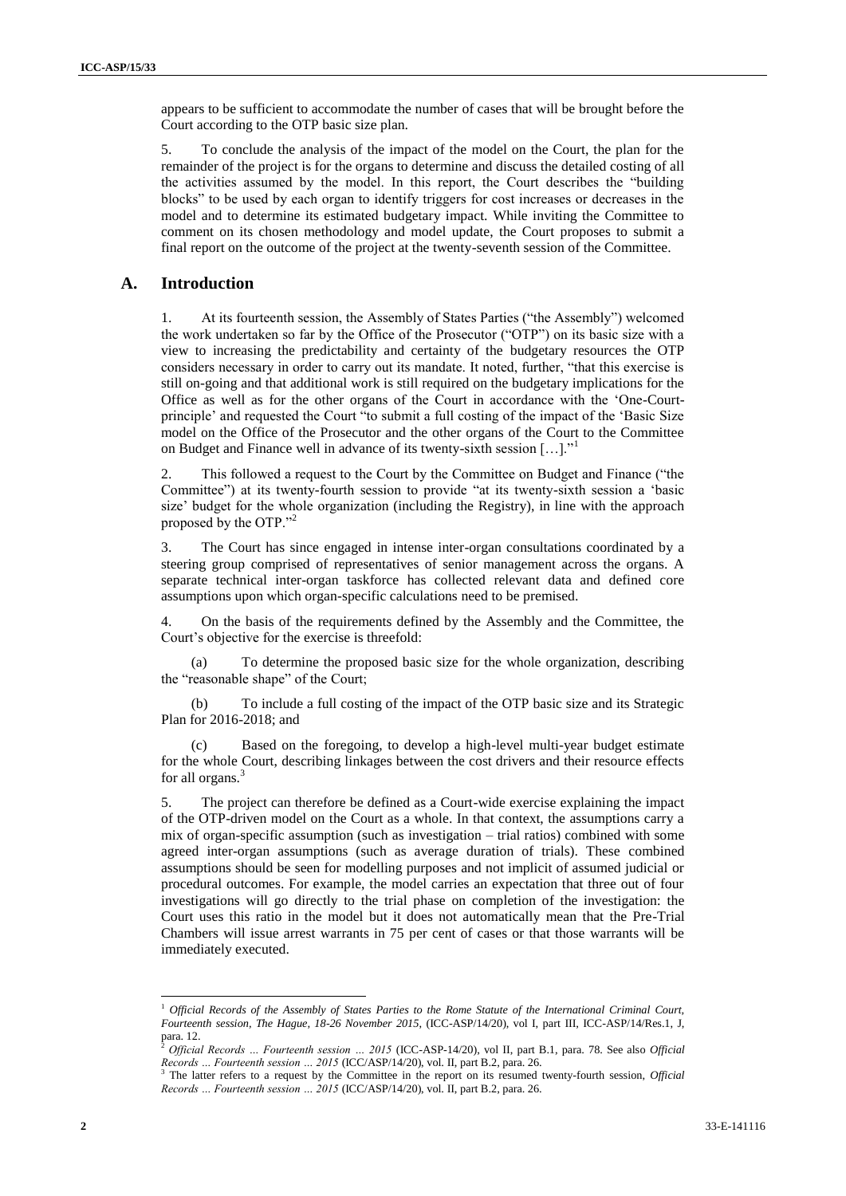appears to be sufficient to accommodate the number of cases that will be brought before the Court according to the OTP basic size plan.

5. To conclude the analysis of the impact of the model on the Court, the plan for the remainder of the project is for the organs to determine and discuss the detailed costing of all the activities assumed by the model. In this report, the Court describes the "building blocks" to be used by each organ to identify triggers for cost increases or decreases in the model and to determine its estimated budgetary impact. While inviting the Committee to comment on its chosen methodology and model update, the Court proposes to submit a final report on the outcome of the project at the twenty-seventh session of the Committee.

## A. Introduction

1. At its fourteenth session, the Assembly of States Parties ("the Assembly") welcomed the work undertaken so far by the Office of the Prosecutor ("OTP") on its basic size with a view to increasing the predictability and certainty of the budgetary resources the OTP considers necessary in order to carry out its mandate. It noted, further, "that this exercise is still on-going and that additional work is still required on the budgetary implications for the Office as well as for the other organs of the Court in accordance with the 'One-Court-principle' and requested the Court "to submit a full costing of the impact of the 'Basic Size model on the Office of the Prosecutor and the other organs of the Court to the Committee on Budget and Finance well in advance of its twenty-sixth session […]."[1]

2. This followed a request to the Court by the Committee on Budget and Finance ("the Committee") at its twenty-fourth session to provide "at its twenty-sixth session a 'basic size' budget for the whole organization (including the Registry), in line with the approach proposed by the OTP."[2]

3. The Court has since engaged in intense inter-organ consultations coordinated by a steering group comprised of representatives of senior management across the organs. A separate technical inter-organ taskforce has collected relevant data and defined core assumptions upon which organ-specific calculations need to be premised.

4. On the basis of the requirements defined by the Assembly and the Committee, the Court's objective for the exercise is threefold:

(a) To determine the proposed basic size for the whole organization, describing the "reasonable shape" of the Court;

(b) To include a full costing of the impact of the OTP basic size and its Strategic Plan for 2016-2018; and

(c) Based on the foregoing, to develop a high-level multi-year budget estimate for the whole Court, describing linkages between the cost drivers and their resource effects for all organs.[3]

5. The project can therefore be defined as a Court-wide exercise explaining the impact of the OTP-driven model on the Court as a whole. In that context, the assumptions carry a mix of organ-specific assumption (such as investigation – trial ratios) combined with some agreed inter-organ assumptions (such as average duration of trials). These combined assumptions should be seen for modelling purposes and not implicit of assumed judicial or procedural outcomes. For example, the model carries an expectation that three out of four investigations will go directly to the trial phase on completion of the investigation: the Court uses this ratio in the model but it does not automatically mean that the Pre-Trial Chambers will issue arrest warrants in 75 per cent of cases or that those warrants will be immediately executed.

---

[1] *Official Records of the Assembly of States Parties to the Rome Statute of the International Criminal Court, Fourteenth session, The Hague, 18-26 November 2015*, (ICC-ASP/14/20), vol I, part III, ICC-ASP/14/Res.1, J, para. 12.

[2] *Official Records … Fourteenth session … 2015* (ICC-ASP-14/20), vol II, part B.1, para. 78. See also *Official Records … Fourteenth session … 2015* (ICC/ASP/14/20), vol. II, part B.2, para. 26.

[3] The latter refers to a request by the Committee in the report on its resumed twenty-fourth session, *Official Records … Fourteenth session … 2015* (ICC/ASP/14/20), vol. II, part B.2, para. 26.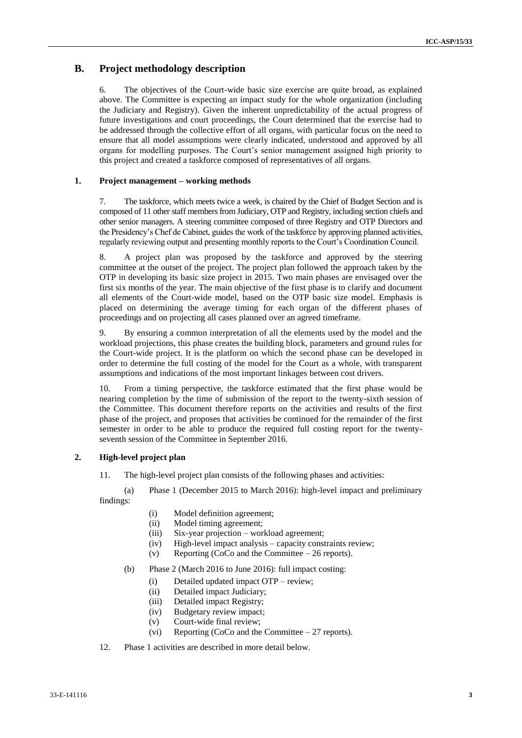## B. Project methodology description

6. The objectives of the Court-wide basic size exercise are quite broad, as explained above. The Committee is expecting an impact study for the whole organization (including the Judiciary and Registry). Given the inherent unpredictability of the actual progress of future investigations and court proceedings, the Court determined that the exercise had to be addressed through the collective effort of all organs, with particular focus on the need to ensure that all model assumptions were clearly indicated, understood and approved by all organs for modelling purposes. The Court's senior management assigned high priority to this project and created a taskforce composed of representatives of all organs.

### 1. Project management – working methods

7. The taskforce, which meets twice a week, is chaired by the Chief of Budget Section and is composed of 11 other staff members from Judiciary, OTP and Registry, including section chiefs and other senior managers. A steering committee composed of three Registry and OTP Directors and the Presidency's Chef de Cabinet, guides the work of the taskforce by approving planned activities, regularly reviewing output and presenting monthly reports to the Court's Coordination Council.

8. A project plan was proposed by the taskforce and approved by the steering committee at the outset of the project. The project plan followed the approach taken by the OTP in developing its basic size project in 2015. Two main phases are envisaged over the first six months of the year. The main objective of the first phase is to clarify and document all elements of the Court-wide model, based on the OTP basic size model. Emphasis is placed on determining the average timing for each organ of the different phases of proceedings and on projecting all cases planned over an agreed timeframe.

9. By ensuring a common interpretation of all the elements used by the model and the workload projections, this phase creates the building block, parameters and ground rules for the Court-wide project. It is the platform on which the second phase can be developed in order to determine the full costing of the model for the Court as a whole, with transparent assumptions and indications of the most important linkages between cost drivers.

10. From a timing perspective, the taskforce estimated that the first phase would be nearing completion by the time of submission of the report to the twenty-sixth session of the Committee. This document therefore reports on the activities and results of the first phase of the project, and proposes that activities be continued for the remainder of the first semester in order to be able to produce the required full costing report for the twenty-seventh session of the Committee in September 2016.

### 2. High-level project plan

11. The high-level project plan consists of the following phases and activities:

(a) Phase 1 (December 2015 to March 2016): high-level impact and preliminary findings:

- (i) Model definition agreement;
- (ii) Model timing agreement;
- (iii) Six-year projection – workload agreement;
- (iv) High-level impact analysis – capacity constraints review;
- (v) Reporting (CoCo and the Committee – 26 reports).

(b) Phase 2 (March 2016 to June 2016): full impact costing:

- (i) Detailed updated impact OTP – review;
- (ii) Detailed impact Judiciary;
- (iii) Detailed impact Registry;
- (iv) Budgetary review impact;
- (v) Court-wide final review;
- (vi) Reporting (CoCo and the Committee – 27 reports).

12. Phase 1 activities are described in more detail below.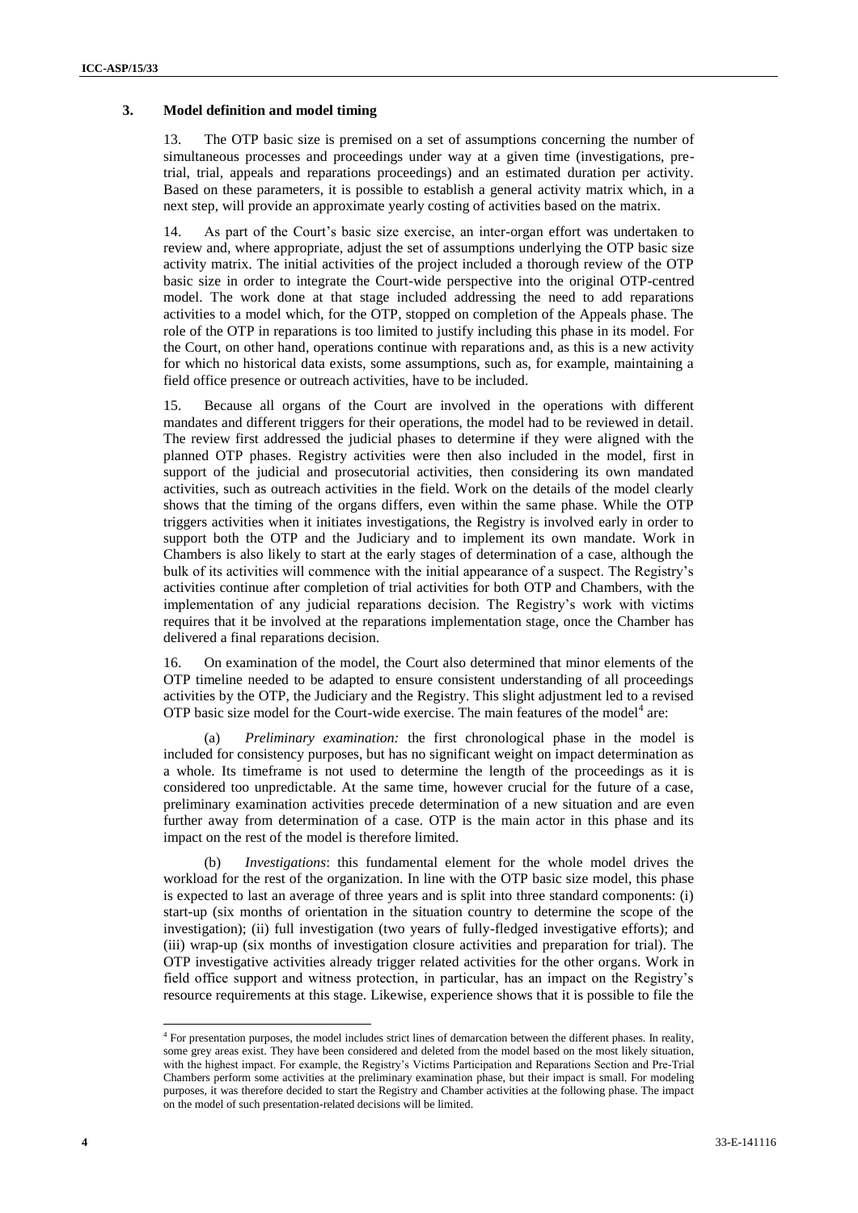### 3. Model definition and model timing

13. The OTP basic size is premised on a set of assumptions concerning the number of simultaneous processes and proceedings under way at a given time (investigations, pre-trial, trial, appeals and reparations proceedings) and an estimated duration per activity. Based on these parameters, it is possible to establish a general activity matrix which, in a next step, will provide an approximate yearly costing of activities based on the matrix.

14. As part of the Court's basic size exercise, an inter-organ effort was undertaken to review and, where appropriate, adjust the set of assumptions underlying the OTP basic size activity matrix. The initial activities of the project included a thorough review of the OTP basic size in order to integrate the Court-wide perspective into the original OTP-centred model. The work done at that stage included addressing the need to add reparations activities to a model which, for the OTP, stopped on completion of the Appeals phase. The role of the OTP in reparations is too limited to justify including this phase in its model. For the Court, on other hand, operations continue with reparations and, as this is a new activity for which no historical data exists, some assumptions, such as, for example, maintaining a field office presence or outreach activities, have to be included.

15. Because all organs of the Court are involved in the operations with different mandates and different triggers for their operations, the model had to be reviewed in detail. The review first addressed the judicial phases to determine if they were aligned with the planned OTP phases. Registry activities were then also included in the model, first in support of the judicial and prosecutorial activities, then considering its own mandated activities, such as outreach activities in the field. Work on the details of the model clearly shows that the timing of the organs differs, even within the same phase. While the OTP triggers activities when it initiates investigations, the Registry is involved early in order to support both the OTP and the Judiciary and to implement its own mandate. Work in Chambers is also likely to start at the early stages of determination of a case, although the bulk of its activities will commence with the initial appearance of a suspect. The Registry's activities continue after completion of trial activities for both OTP and Chambers, with the implementation of any judicial reparations decision. The Registry's work with victims requires that it be involved at the reparations implementation stage, once the Chamber has delivered a final reparations decision.

16. On examination of the model, the Court also determined that minor elements of the OTP timeline needed to be adapted to ensure consistent understanding of all proceedings activities by the OTP, the Judiciary and the Registry. This slight adjustment led to a revised OTP basic size model for the Court-wide exercise. The main features of the model[4] are:

(a) *Preliminary examination:* the first chronological phase in the model is included for consistency purposes, but has no significant weight on impact determination as a whole. Its timeframe is not used to determine the length of the proceedings as it is considered too unpredictable. At the same time, however crucial for the future of a case, preliminary examination activities precede determination of a new situation and are even further away from determination of a case. OTP is the main actor in this phase and its impact on the rest of the model is therefore limited.

(b) *Investigations*: this fundamental element for the whole model drives the workload for the rest of the organization. In line with the OTP basic size model, this phase is expected to last an average of three years and is split into three standard components: (i) start-up (six months of orientation in the situation country to determine the scope of the investigation); (ii) full investigation (two years of fully-fledged investigative efforts); and (iii) wrap-up (six months of investigation closure activities and preparation for trial). The OTP investigative activities already trigger related activities for the other organs. Work in field office support and witness protection, in particular, has an impact on the Registry's resource requirements at this stage. Likewise, experience shows that it is possible to file the

---

[4] For presentation purposes, the model includes strict lines of demarcation between the different phases. In reality, some grey areas exist. They have been considered and deleted from the model based on the most likely situation, with the highest impact. For example, the Registry's Victims Participation and Reparations Section and Pre-Trial Chambers perform some activities at the preliminary examination phase, but their impact is small. For modeling purposes, it was therefore decided to start the Registry and Chamber activities at the following phase. The impact on the model of such presentation-related decisions will be limited.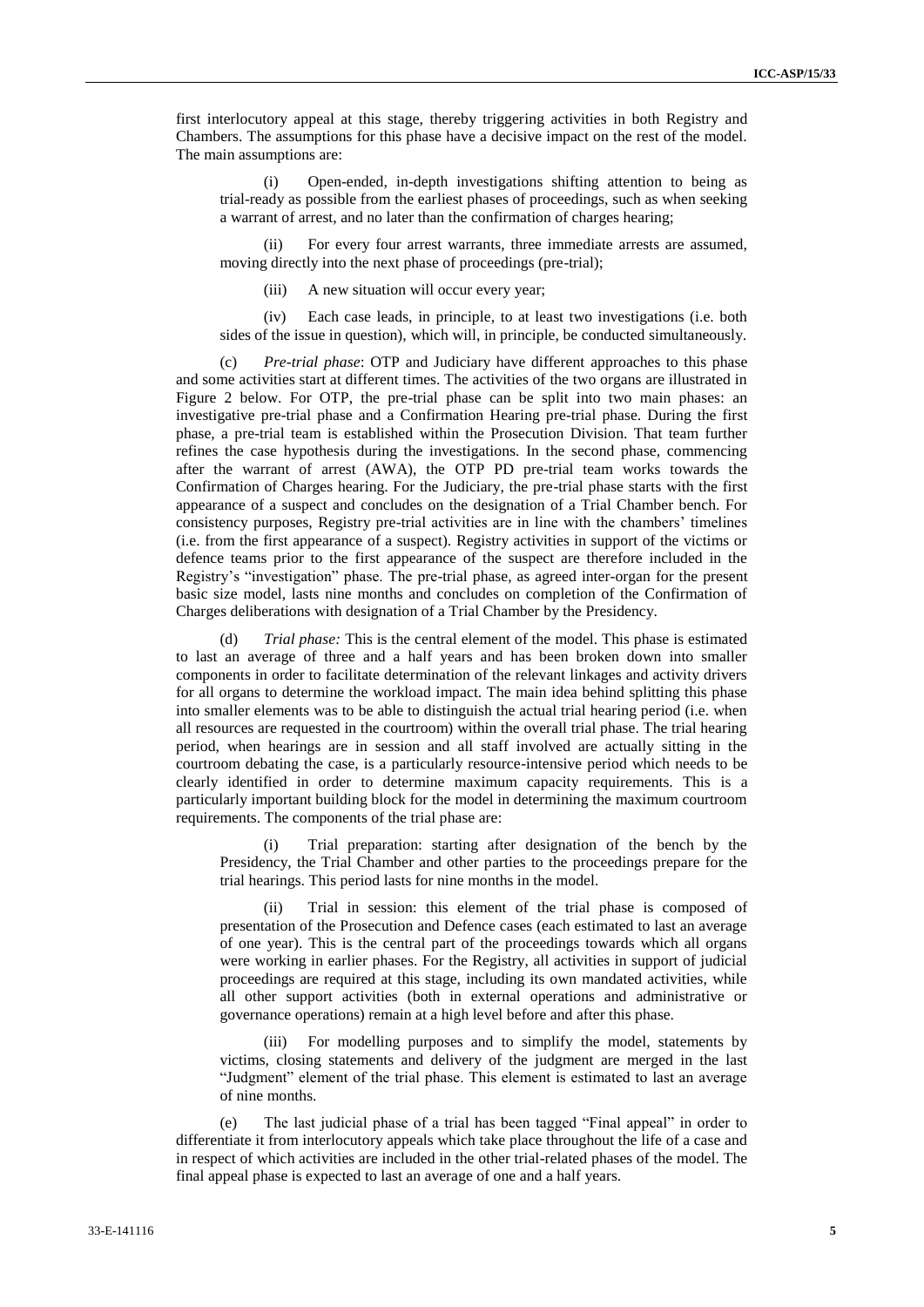first interlocutory appeal at this stage, thereby triggering activities in both Registry and Chambers. The assumptions for this phase have a decisive impact on the rest of the model. The main assumptions are:

(i) Open-ended, in-depth investigations shifting attention to being as trial-ready as possible from the earliest phases of proceedings, such as when seeking a warrant of arrest, and no later than the confirmation of charges hearing;

(ii) For every four arrest warrants, three immediate arrests are assumed, moving directly into the next phase of proceedings (pre-trial);

(iii) A new situation will occur every year;

(iv) Each case leads, in principle, to at least two investigations (i.e. both sides of the issue in question), which will, in principle, be conducted simultaneously.

(c) *Pre-trial phase*: OTP and Judiciary have different approaches to this phase and some activities start at different times. The activities of the two organs are illustrated in Figure 2 below. For OTP, the pre-trial phase can be split into two main phases: an investigative pre-trial phase and a Confirmation Hearing pre-trial phase. During the first phase, a pre-trial team is established within the Prosecution Division. That team further refines the case hypothesis during the investigations. In the second phase, commencing after the warrant of arrest (AWA), the OTP PD pre-trial team works towards the Confirmation of Charges hearing. For the Judiciary, the pre-trial phase starts with the first appearance of a suspect and concludes on the designation of a Trial Chamber bench. For consistency purposes, Registry pre-trial activities are in line with the chambers' timelines (i.e. from the first appearance of a suspect). Registry activities in support of the victims or defence teams prior to the first appearance of the suspect are therefore included in the Registry's "investigation" phase. The pre-trial phase, as agreed inter-organ for the present basic size model, lasts nine months and concludes on completion of the Confirmation of Charges deliberations with designation of a Trial Chamber by the Presidency.

(d) *Trial phase:* This is the central element of the model. This phase is estimated to last an average of three and a half years and has been broken down into smaller components in order to facilitate determination of the relevant linkages and activity drivers for all organs to determine the workload impact. The main idea behind splitting this phase into smaller elements was to be able to distinguish the actual trial hearing period (i.e. when all resources are requested in the courtroom) within the overall trial phase. The trial hearing period, when hearings are in session and all staff involved are actually sitting in the courtroom debating the case, is a particularly resource-intensive period which needs to be clearly identified in order to determine maximum capacity requirements. This is a particularly important building block for the model in determining the maximum courtroom requirements. The components of the trial phase are:

(i) Trial preparation: starting after designation of the bench by the Presidency, the Trial Chamber and other parties to the proceedings prepare for the trial hearings. This period lasts for nine months in the model.

(ii) Trial in session: this element of the trial phase is composed of presentation of the Prosecution and Defence cases (each estimated to last an average of one year). This is the central part of the proceedings towards which all organs were working in earlier phases. For the Registry, all activities in support of judicial proceedings are required at this stage, including its own mandated activities, while all other support activities (both in external operations and administrative or governance operations) remain at a high level before and after this phase.

(iii) For modelling purposes and to simplify the model, statements by victims, closing statements and delivery of the judgment are merged in the last "Judgment" element of the trial phase. This element is estimated to last an average of nine months.

(e) The last judicial phase of a trial has been tagged "Final appeal" in order to differentiate it from interlocutory appeals which take place throughout the life of a case and in respect of which activities are included in the other trial-related phases of the model. The final appeal phase is expected to last an average of one and a half years.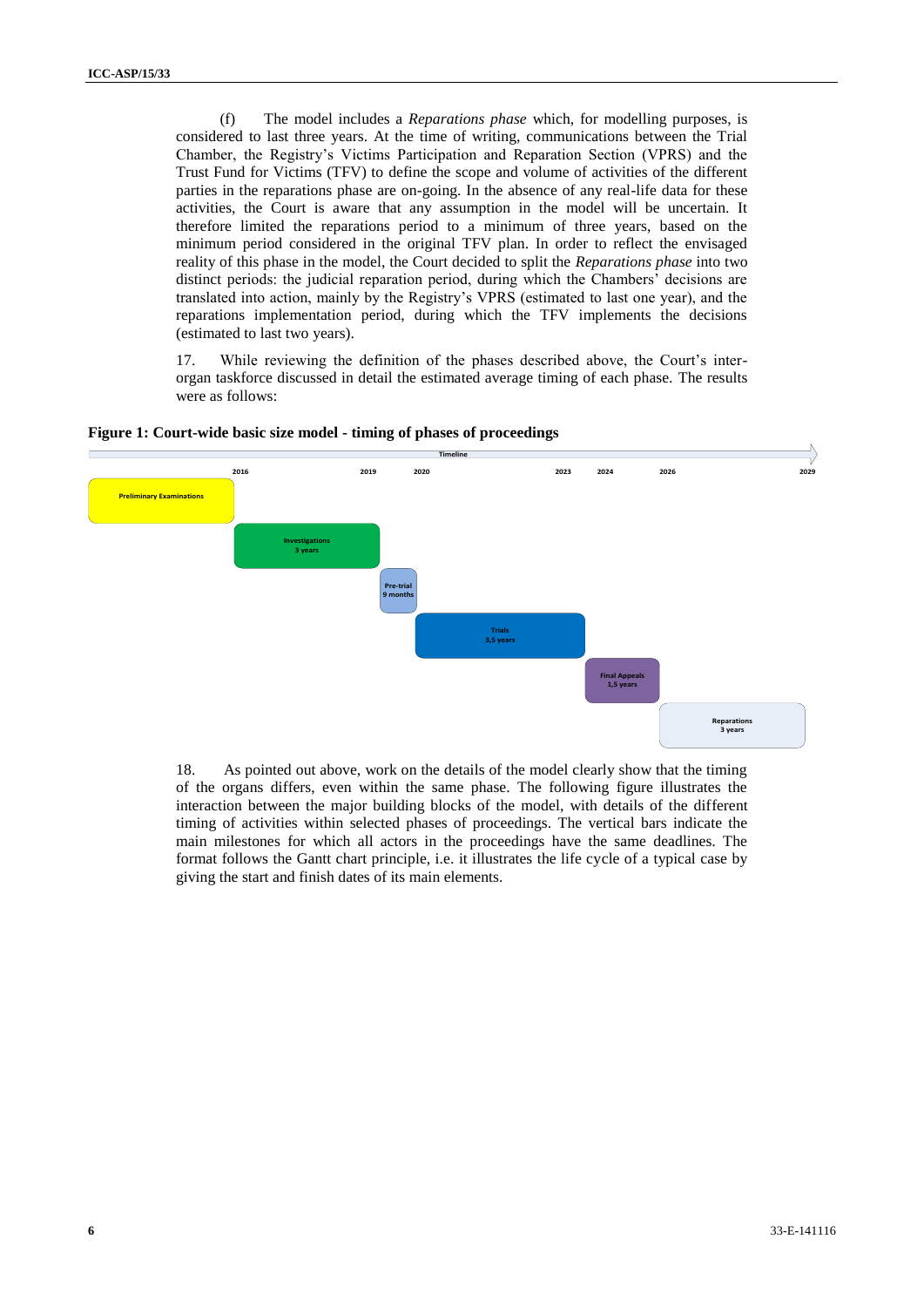(f) The model includes a *Reparations phase* which, for modelling purposes, is considered to last three years. At the time of writing, communications between the Trial Chamber, the Registry's Victims Participation and Reparation Section (VPRS) and the Trust Fund for Victims (TFV) to define the scope and volume of activities of the different parties in the reparations phase are on-going. In the absence of any real-life data for these activities, the Court is aware that any assumption in the model will be uncertain. It therefore limited the reparations period to a minimum of three years, based on the minimum period considered in the original TFV plan. In order to reflect the envisaged reality of this phase in the model, the Court decided to split the *Reparations phase* into two distinct periods: the judicial reparation period, during which the Chambers' decisions are translated into action, mainly by the Registry's VPRS (estimated to last one year), and the reparations implementation period, during which the TFV implements the decisions (estimated to last two years).

17. While reviewing the definition of the phases described above, the Court's inter-organ taskforce discussed in detail the estimated average timing of each phase. The results were as follows:

**Figure 1: Court-wide basic size model - timing of phases of proceedings**

Timeline: 2016, 2019, 2020, 2023, 2024, 2026, 2029

- Preliminary Examinations
- Investigations 3 years
- Pre-trial 9 months
- Trials 3,5 years
- Final Appeals 1,5 years
- Reparations 3 years

18. As pointed out above, work on the details of the model clearly show that the timing of the organs differs, even within the same phase. The following figure illustrates the interaction between the major building blocks of the model, with details of the different timing of activities within selected phases of proceedings. The vertical bars indicate the main milestones for which all actors in the proceedings have the same deadlines. The format follows the Gantt chart principle, i.e. it illustrates the life cycle of a typical case by giving the start and finish dates of its main elements.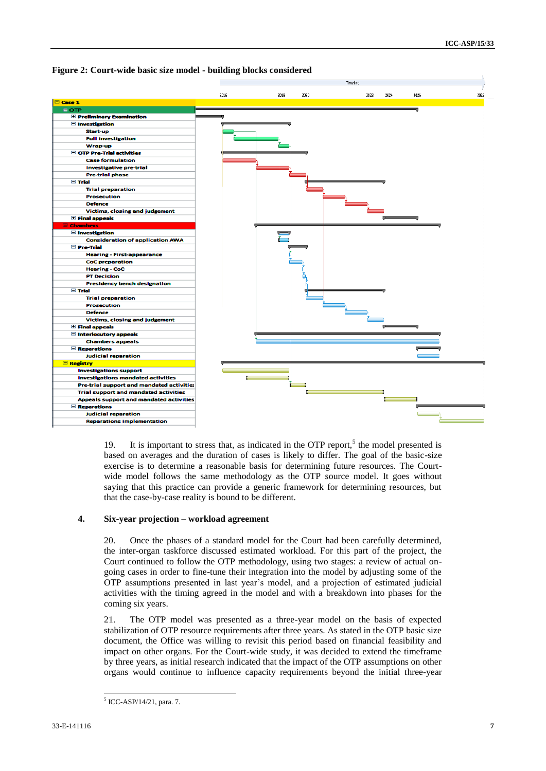**Figure 2: Court-wide basic size model - building blocks considered**

| Case 1 |
|---|
| OTP |
| Preliminary Examination |
| Investigation |
| Start-up |
| Full investigation |
| Wrap-up |
| OTP Pre-Trial activities |
| Case formulation |
| Investigative pre-trial |
| Pre-trial phase |
| Trial |
| Trial preparation |
| Prosecution |
| Defence |
| Victims, closing and judgement |
| Final appeals |
| Chambers |
| Investigation |
| Consideration of application AWA |
| Pre-Trial |
| Hearing - First-appearance |
| CoC preparation |
| Hearing - CoC |
| PT Decision |
| Presidency bench designation |
| Trial |
| Trial preparation |
| Prosecution |
| Defence |
| Victims, closing and judgement |
| Final appeals |
| Interlocutory appeals |
| Chambers appeals |
| Reparations |
| Judicial reparation |
| Registry |
| Investigations support |
| Investigations mandated activities |
| Pre-trial support and mandated activities |
| Trial support and mandated activities |
| Appeals support and mandated activities |
| Reparations |
| Judicial reparation |
| Reparations implementation |

Timeline: 2016, 2019, 2020, 2023, 2024, 2026, 2029

19. It is important to stress that, as indicated in the OTP report,[5] the model presented is based on averages and the duration of cases is likely to differ. The goal of the basic-size exercise is to determine a reasonable basis for determining future resources. The Court-wide model follows the same methodology as the OTP source model. It goes without saying that this practice can provide a generic framework for determining resources, but that the case-by-case reality is bound to be different.

## 4. Six-year projection – workload agreement

20. Once the phases of a standard model for the Court had been carefully determined, the inter-organ taskforce discussed estimated workload. For this part of the project, the Court continued to follow the OTP methodology, using two stages: a review of actual on-going cases in order to fine-tune their integration into the model by adjusting some of the OTP assumptions presented in last year's model, and a projection of estimated judicial activities with the timing agreed in the model and with a breakdown into phases for the coming six years.

21. The OTP model was presented as a three-year model on the basis of expected stabilization of OTP resource requirements after three years. As stated in the OTP basic size document, the Office was willing to revisit this period based on financial feasibility and impact on other organs. For the Court-wide study, it was decided to extend the timeframe by three years, as initial research indicated that the impact of the OTP assumptions on other organs would continue to influence capacity requirements beyond the initial three-year

[5] ICC-ASP/14/21, para. 7.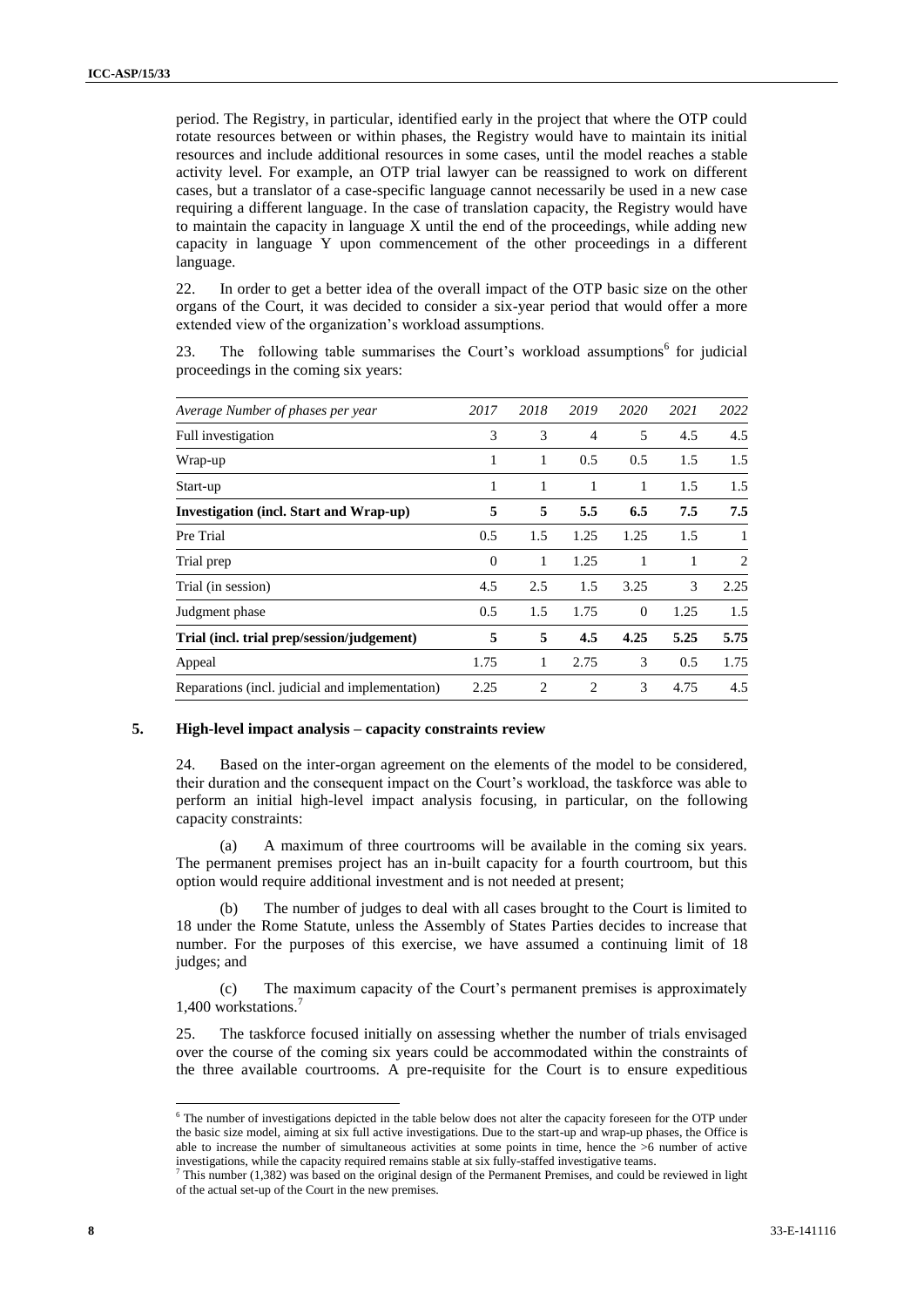period. The Registry, in particular, identified early in the project that where the OTP could rotate resources between or within phases, the Registry would have to maintain its initial resources and include additional resources in some cases, until the model reaches a stable activity level. For example, an OTP trial lawyer can be reassigned to work on different cases, but a translator of a case-specific language cannot necessarily be used in a new case requiring a different language. In the case of translation capacity, the Registry would have to maintain the capacity in language X until the end of the proceedings, while adding new capacity in language Y upon commencement of the other proceedings in a different language.

22. In order to get a better idea of the overall impact of the OTP basic size on the other organs of the Court, it was decided to consider a six-year period that would offer a more extended view of the organization's workload assumptions.

23. The following table summarises the Court's workload assumptions[6] for judicial proceedings in the coming six years:

| *Average Number of phases per year* | *2017* | *2018* | *2019* | *2020* | *2021* | *2022* |
|---|---|---|---|---|---|---|
| Full investigation | 3 | 3 | 4 | 5 | 4.5 | 4.5 |
| Wrap-up | 1 | 1 | 0.5 | 0.5 | 1.5 | 1.5 |
| Start-up | 1 | 1 | 1 | 1 | 1.5 | 1.5 |
| **Investigation (incl. Start and Wrap-up)** | **5** | **5** | **5.5** | **6.5** | **7.5** | **7.5** |
| Pre Trial | 0.5 | 1.5 | 1.25 | 1.25 | 1.5 | 1 |
| Trial prep | 0 | 1 | 1.25 | 1 | 1 | 2 |
| Trial (in session) | 4.5 | 2.5 | 1.5 | 3.25 | 3 | 2.25 |
| Judgment phase | 0.5 | 1.5 | 1.75 | 0 | 1.25 | 1.5 |
| **Trial (incl. trial prep/session/judgement)** | **5** | **5** | **4.5** | **4.25** | **5.25** | **5.75** |
| Appeal | 1.75 | 1 | 2.75 | 3 | 0.5 | 1.75 |
| Reparations (incl. judicial and implementation) | 2.25 | 2 | 2 | 3 | 4.75 | 4.5 |

## 5. High-level impact analysis – capacity constraints review

24. Based on the inter-organ agreement on the elements of the model to be considered, their duration and the consequent impact on the Court's workload, the taskforce was able to perform an initial high-level impact analysis focusing, in particular, on the following capacity constraints:

(a) A maximum of three courtrooms will be available in the coming six years. The permanent premises project has an in-built capacity for a fourth courtroom, but this option would require additional investment and is not needed at present;

(b) The number of judges to deal with all cases brought to the Court is limited to 18 under the Rome Statute, unless the Assembly of States Parties decides to increase that number. For the purposes of this exercise, we have assumed a continuing limit of 18 judges; and

(c) The maximum capacity of the Court's permanent premises is approximately 1,400 workstations.[7]

25. The taskforce focused initially on assessing whether the number of trials envisaged over the course of the coming six years could be accommodated within the constraints of the three available courtrooms. A pre-requisite for the Court is to ensure expeditious

---

[6] The number of investigations depicted in the table below does not alter the capacity foreseen for the OTP under the basic size model, aiming at six full active investigations. Due to the start-up and wrap-up phases, the Office is able to increase the number of simultaneous activities at some points in time, hence the >6 number of active investigations, while the capacity required remains stable at six fully-staffed investigative teams.

[7] This number (1,382) was based on the original design of the Permanent Premises, and could be reviewed in light of the actual set-up of the Court in the new premises.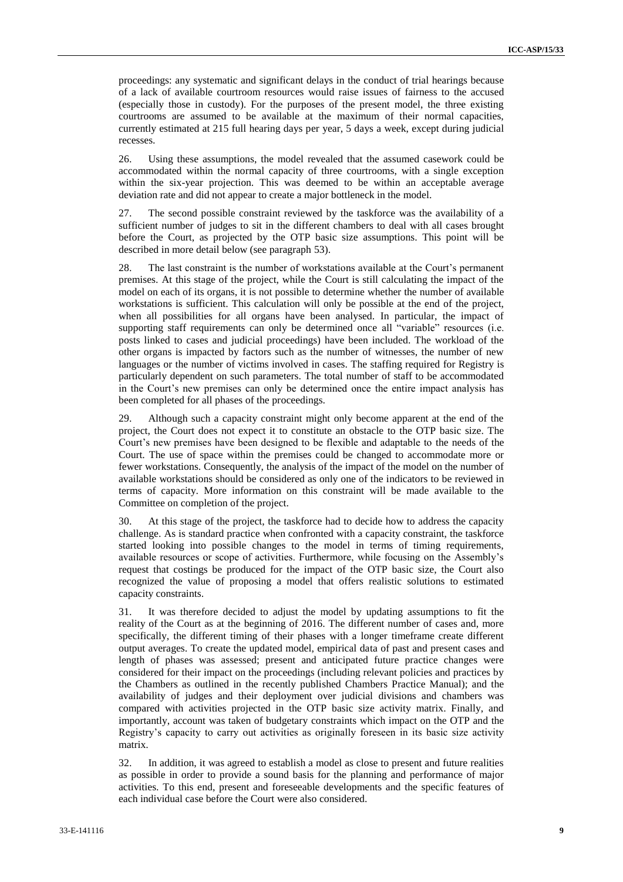proceedings: any systematic and significant delays in the conduct of trial hearings because of a lack of available courtroom resources would raise issues of fairness to the accused (especially those in custody). For the purposes of the present model, the three existing courtrooms are assumed to be available at the maximum of their normal capacities, currently estimated at 215 full hearing days per year, 5 days a week, except during judicial recesses.

26. Using these assumptions, the model revealed that the assumed casework could be accommodated within the normal capacity of three courtrooms, with a single exception within the six-year projection. This was deemed to be within an acceptable average deviation rate and did not appear to create a major bottleneck in the model.

27. The second possible constraint reviewed by the taskforce was the availability of a sufficient number of judges to sit in the different chambers to deal with all cases brought before the Court, as projected by the OTP basic size assumptions. This point will be described in more detail below (see paragraph 53).

28. The last constraint is the number of workstations available at the Court's permanent premises. At this stage of the project, while the Court is still calculating the impact of the model on each of its organs, it is not possible to determine whether the number of available workstations is sufficient. This calculation will only be possible at the end of the project, when all possibilities for all organs have been analysed. In particular, the impact of supporting staff requirements can only be determined once all "variable" resources (i.e. posts linked to cases and judicial proceedings) have been included. The workload of the other organs is impacted by factors such as the number of witnesses, the number of new languages or the number of victims involved in cases. The staffing required for Registry is particularly dependent on such parameters. The total number of staff to be accommodated in the Court's new premises can only be determined once the entire impact analysis has been completed for all phases of the proceedings.

29. Although such a capacity constraint might only become apparent at the end of the project, the Court does not expect it to constitute an obstacle to the OTP basic size. The Court's new premises have been designed to be flexible and adaptable to the needs of the Court. The use of space within the premises could be changed to accommodate more or fewer workstations. Consequently, the analysis of the impact of the model on the number of available workstations should be considered as only one of the indicators to be reviewed in terms of capacity. More information on this constraint will be made available to the Committee on completion of the project.

30. At this stage of the project, the taskforce had to decide how to address the capacity challenge. As is standard practice when confronted with a capacity constraint, the taskforce started looking into possible changes to the model in terms of timing requirements, available resources or scope of activities. Furthermore, while focusing on the Assembly's request that costings be produced for the impact of the OTP basic size, the Court also recognized the value of proposing a model that offers realistic solutions to estimated capacity constraints.

31. It was therefore decided to adjust the model by updating assumptions to fit the reality of the Court as at the beginning of 2016. The different number of cases and, more specifically, the different timing of their phases with a longer timeframe create different output averages. To create the updated model, empirical data of past and present cases and length of phases was assessed; present and anticipated future practice changes were considered for their impact on the proceedings (including relevant policies and practices by the Chambers as outlined in the recently published Chambers Practice Manual); and the availability of judges and their deployment over judicial divisions and chambers was compared with activities projected in the OTP basic size activity matrix. Finally, and importantly, account was taken of budgetary constraints which impact on the OTP and the Registry's capacity to carry out activities as originally foreseen in its basic size activity matrix.

32. In addition, it was agreed to establish a model as close to present and future realities as possible in order to provide a sound basis for the planning and performance of major activities. To this end, present and foreseeable developments and the specific features of each individual case before the Court were also considered.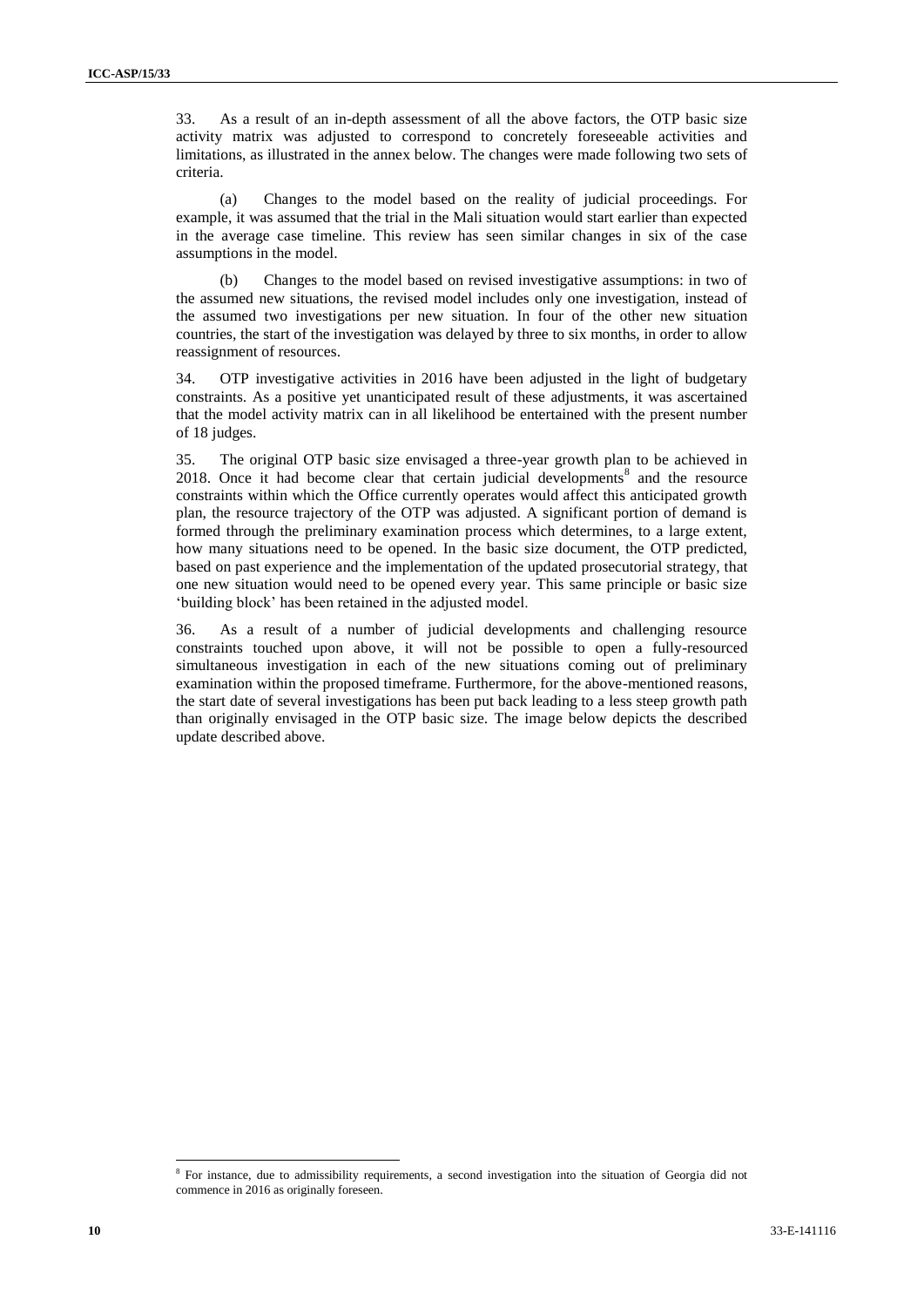33. As a result of an in-depth assessment of all the above factors, the OTP basic size activity matrix was adjusted to correspond to concretely foreseeable activities and limitations, as illustrated in the annex below. The changes were made following two sets of criteria.

(a) Changes to the model based on the reality of judicial proceedings. For example, it was assumed that the trial in the Mali situation would start earlier than expected in the average case timeline. This review has seen similar changes in six of the case assumptions in the model.

(b) Changes to the model based on revised investigative assumptions: in two of the assumed new situations, the revised model includes only one investigation, instead of the assumed two investigations per new situation. In four of the other new situation countries, the start of the investigation was delayed by three to six months, in order to allow reassignment of resources.

34. OTP investigative activities in 2016 have been adjusted in the light of budgetary constraints. As a positive yet unanticipated result of these adjustments, it was ascertained that the model activity matrix can in all likelihood be entertained with the present number of 18 judges.

35. The original OTP basic size envisaged a three-year growth plan to be achieved in 2018. Once it had become clear that certain judicial developments[8] and the resource constraints within which the Office currently operates would affect this anticipated growth plan, the resource trajectory of the OTP was adjusted. A significant portion of demand is formed through the preliminary examination process which determines, to a large extent, how many situations need to be opened. In the basic size document, the OTP predicted, based on past experience and the implementation of the updated prosecutorial strategy, that one new situation would need to be opened every year. This same principle or basic size 'building block' has been retained in the adjusted model.

36. As a result of a number of judicial developments and challenging resource constraints touched upon above, it will not be possible to open a fully-resourced simultaneous investigation in each of the new situations coming out of preliminary examination within the proposed timeframe. Furthermore, for the above-mentioned reasons, the start date of several investigations has been put back leading to a less steep growth path than originally envisaged in the OTP basic size. The image below depicts the described update described above.

---

[8] For instance, due to admissibility requirements, a second investigation into the situation of Georgia did not commence in 2016 as originally foreseen.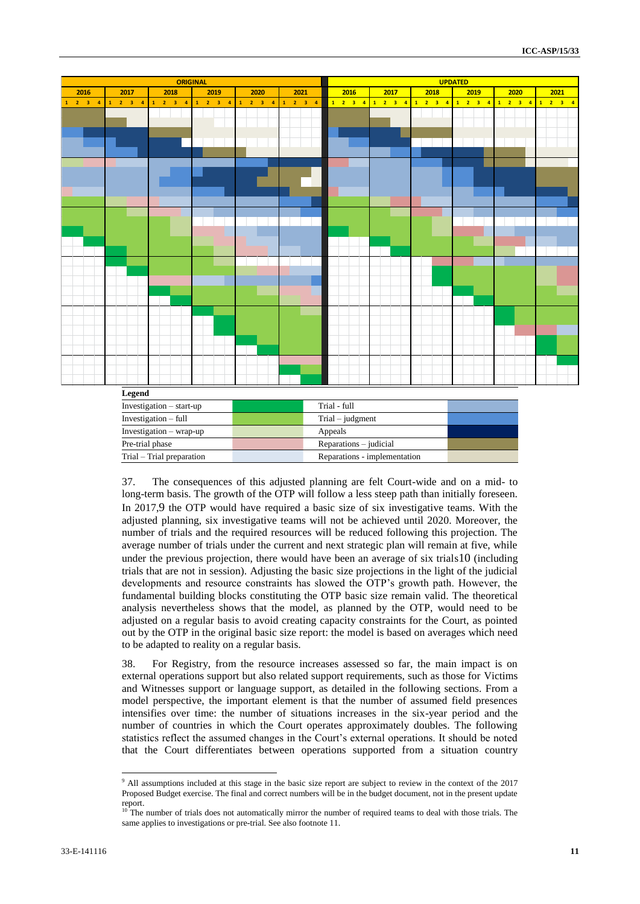| ORIGINAL | | | | | | UPDATED | | | | | |
|---|---|---|---|---|---|---|---|---|---|---|---|
| 2016 | 2017 | 2018 | 2019 | 2020 | 2021 | 2016 | 2017 | 2018 | 2019 | 2020 | 2021 |
| 1 2 3 4 | 1 2 3 4 | 1 2 3 4 | 1 2 3 4 | 1 2 3 4 | 1 2 3 4 | 1 2 3 4 | 1 2 3 4 | 1 2 3 4 | 1 2 3 4 | 1 2 3 4 | 1 2 3 4 |

**Legend**

| | | | |
|---|---|---|---|
| Investigation – start-up | | Trial - full | |
| Investigation – full | | Trial – judgment | |
| Investigation – wrap-up | | Appeals | |
| Pre-trial phase | | Reparations – judicial | |
| Trial – Trial preparation | | Reparations - implementation | |

37. The consequences of this adjusted planning are felt Court-wide and on a mid- to long-term basis. The growth of the OTP will follow a less steep path than initially foreseen. In 2017,[9] the OTP would have required a basic size of six investigative teams. With the adjusted planning, six investigative teams will not be achieved until 2020. Moreover, the number of trials and the required resources will be reduced following this projection. The average number of trials under the current and next strategic plan will remain at five, while under the previous projection, there would have been an average of six trials[10] (including trials that are not in session). Adjusting the basic size projections in the light of the judicial developments and resource constraints has slowed the OTP's growth path. However, the fundamental building blocks constituting the OTP basic size remain valid. The theoretical analysis nevertheless shows that the model, as planned by the OTP, would need to be adjusted on a regular basis to avoid creating capacity constraints for the Court, as pointed out by the OTP in the original basic size report: the model is based on averages which need to be adapted to reality on a regular basis.

38. For Registry, from the resource increases assessed so far, the main impact is on external operations support but also related support requirements, such as those for Victims and Witnesses support or language support, as detailed in the following sections. From a model perspective, the important element is that the number of assumed field presences intensifies over time: the number of situations increases in the six-year period and the number of countries in which the Court operates approximately doubles. The following statistics reflect the assumed changes in the Court's external operations. It should be noted that the Court differentiates between operations supported from a situation country

[9] All assumptions included at this stage in the basic size report are subject to review in the context of the 2017 Proposed Budget exercise. The final and correct numbers will be in the budget document, not in the present update report.

[10] The number of trials does not automatically mirror the number of required teams to deal with those trials. The same applies to investigations or pre-trial. See also footnote 11.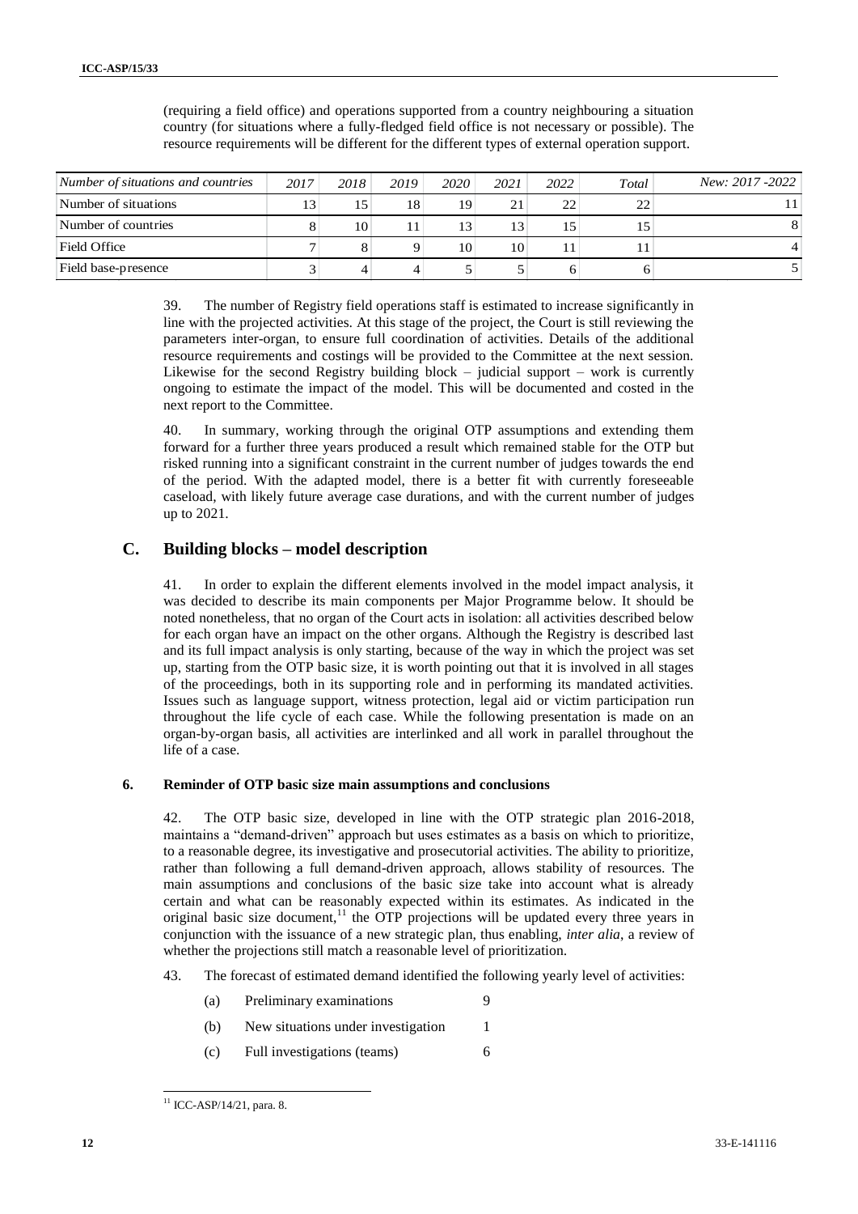(requiring a field office) and operations supported from a country neighbouring a situation country (for situations where a fully-fledged field office is not necessary or possible). The resource requirements will be different for the different types of external operation support.

| *Number of situations and countries* | *2017* | *2018* | *2019* | *2020* | *2021* | *2022* | *Total* | *New: 2017 -2022* |
|---|---|---|---|---|---|---|---|---|
| Number of situations | 13 | 15 | 18 | 19 | 21 | 22 | 22 | 11 |
| Number of countries | 8 | 10 | 11 | 13 | 13 | 15 | 15 | 8 |
| Field Office | 7 | 8 | 9 | 10 | 10 | 11 | 11 | 4 |
| Field base-presence | 3 | 4 | 4 | 5 | 5 | 6 | 6 | 5 |

39. The number of Registry field operations staff is estimated to increase significantly in line with the projected activities. At this stage of the project, the Court is still reviewing the parameters inter-organ, to ensure full coordination of activities. Details of the additional resource requirements and costings will be provided to the Committee at the next session. Likewise for the second Registry building block – judicial support – work is currently ongoing to estimate the impact of the model. This will be documented and costed in the next report to the Committee.

40. In summary, working through the original OTP assumptions and extending them forward for a further three years produced a result which remained stable for the OTP but risked running into a significant constraint in the current number of judges towards the end of the period. With the adapted model, there is a better fit with currently foreseeable caseload, with likely future average case duration, and with the current number of judges up to 2021.

## C. Building blocks – model description

41. In order to explain the different elements involved in the model impact analysis, it was decided to describe its main components per Major Programme below. It should be noted nonetheless, that no organ of the Court acts in isolation: all activities described below for each organ have an impact on the other organs. Although the Registry is described last and its full impact analysis is only starting, because of the way in which the project was set up, starting from the OTP basic size, it is worth pointing out that it is involved in all stages of the proceedings, both in its supporting role and in performing its mandated activities. Issues such as language support, witness protection, legal aid or victim participation run throughout the life cycle of each case. While the following presentation is made on an organ-by-organ basis, all activities are interlinked and all work in parallel throughout the life of a case.

### 6. Reminder of OTP basic size main assumptions and conclusions

42. The OTP basic size, developed in line with the OTP strategic plan 2016-2018, maintains a "demand-driven" approach but uses estimates as a basis on which to prioritize, to a reasonable degree, its investigative and prosecutorial activities. The ability to prioritize, rather than following a full demand-driven approach, allows stability of resources. The main assumptions and conclusions of the basic size take into account what is already certain and what can be reasonably expected within its estimates. As indicated in the original basic size document,[11] the OTP projections will be updated every three years in conjunction with the issuance of a new strategic plan, thus enabling, *inter alia*, a review of whether the projections still match a reasonable level of prioritization.

43. The forecast of estimated demand identified the following yearly level of activities:

(a) Preliminary examinations 9

(b) New situations under investigation 1

(c) Full investigations (teams) 6

[11] ICC-ASP/14/21, para. 8.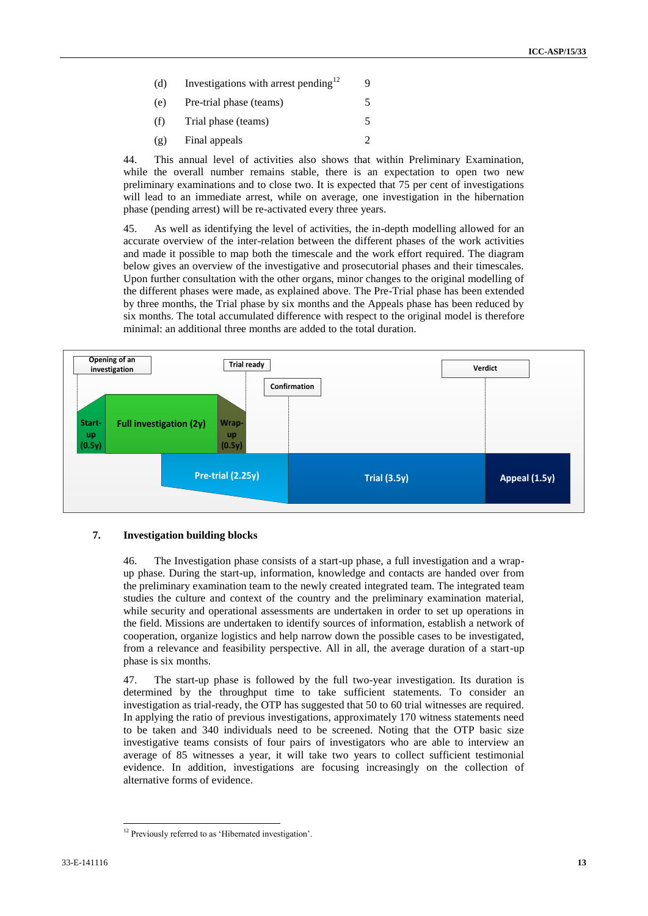| | | |
|---|---|---|
| (d) | Investigations with arrest pending[12] | 9 |
| (e) | Pre-trial phase (teams) | 5 |
| (f) | Trial phase (teams) | 5 |
| (g) | Final appeals | 2 |

44. This annual level of activities also shows that within Preliminary Examination, while the overall number remains stable, there is an expectation to open two new preliminary examinations and to close two. It is expected that 75 per cent of investigations will lead to an immediate arrest, while on average, one investigation in the hibernation phase (pending arrest) will be re-activated every three years.

45. As well as identifying the level of activities, the in-depth modelling allowed for an accurate overview of the inter-relation between the different phases of the work activities and made it possible to map both the timescale and the work effort required. The diagram below gives an overview of the investigative and prosecutorial phases and their timescales. Upon further consultation with the other organs, minor changes to the original modelling of the different phases were made, as explained above. The Pre-Trial phase has been extended by three months, the Trial phase by six months and the Appeals phase has been reduced by six months. The total accumulated difference with respect to the original model is therefore minimal: an additional three months are added to the total duration.

Opening of an investigation | Trial ready | Confirmation | Verdict

Start-up (0.5y) | Full investigation (2y) | Wrap-up (0.5y)

Pre-trial (2.25y) | Trial (3.5y) | Appeal (1.5y)

## 7. Investigation building blocks

46. The Investigation phase consists of a start-up phase, a full investigation and a wrap-up phase. During the start-up, information, knowledge and contacts are handed over from the preliminary examination team to the newly created integrated team. The integrated team studies the culture and context of the country and the preliminary examination material, while security and operational assessments are undertaken in order to set up operations in the field. Missions are undertaken to identify sources of information, establish a network of cooperation, organize logistics and help narrow down the possible cases to be investigated, from a relevance and feasibility perspective. All in all, the average duration of a start-up phase is six months.

47. The start-up phase is followed by the full two-year investigation. Its duration is determined by the throughput time to take sufficient statements. To consider an investigation as trial-ready, the OTP has suggested that 50 to 60 trial witnesses are required. In applying the ratio of previous investigations, approximately 170 witness statements need to be taken and 340 individuals need to be screened. Noting that the OTP basic size investigative teams consists of four pairs of investigators who are able to interview an average of 85 witnesses a year, it will take two years to collect sufficient testimonial evidence. In addition, investigations are focusing increasingly on the collection of alternative forms of evidence.

[12] Previously referred to as 'Hibernated investigation'.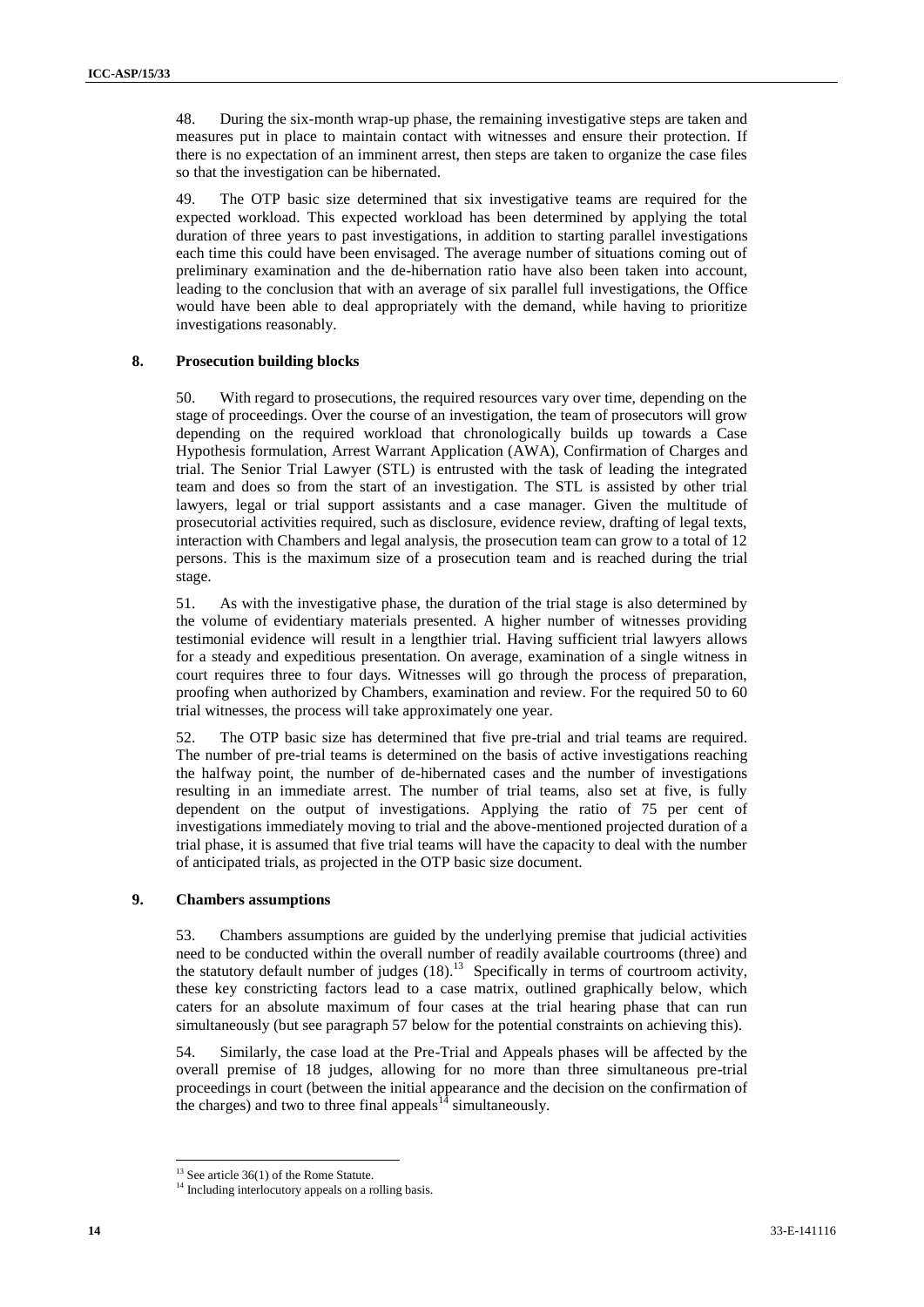48. During the six-month wrap-up phase, the remaining investigative steps are taken and measures put in place to maintain contact with witnesses and ensure their protection. If there is no expectation of an imminent arrest, then steps are taken to organize the case files so that the investigation can be hibernated.

49. The OTP basic size determined that six investigative teams are required for the expected workload. This expected workload has been determined by applying the total duration of three years to past investigations, in addition to starting parallel investigations each time this could have been envisaged. The average number of situations coming out of preliminary examination and the de-hibernation ratio have also been taken into account, leading to the conclusion that with an average of six parallel full investigations, the Office would have been able to deal appropriately with the demand, while having to prioritize investigations reasonably.

### 8. Prosecution building blocks

50. With regard to prosecutions, the required resources vary over time, depending on the stage of proceedings. Over the course of an investigation, the team of prosecutors will grow depending on the required workload that chronologically builds up towards a Case Hypothesis formulation, Arrest Warrant Application (AWA), Confirmation of Charges and trial. The Senior Trial Lawyer (STL) is entrusted with the task of leading the integrated team and does so from the start of an investigation. The STL is assisted by other trial lawyers, legal or trial support assistants and a case manager. Given the multitude of prosecutorial activities required, such as disclosure, evidence review, drafting of legal texts, interaction with Chambers and legal analysis, the prosecution team can grow to a total of 12 persons. This is the maximum size of a prosecution team and is reached during the trial stage.

51. As with the investigative phase, the duration of the trial stage is also determined by the volume of evidentiary materials presented. A higher number of witnesses providing testimonial evidence will result in a lengthier trial. Having sufficient trial lawyers allows for a steady and expeditious presentation. On average, examination of a single witness in court requires three to four days. Witnesses will go through the process of preparation, proofing when authorized by Chambers, examination and review. For the required 50 to 60 trial witnesses, the process will take approximately one year.

52. The OTP basic size has determined that five pre-trial and trial teams are required. The number of pre-trial teams is determined on the basis of active investigations reaching the halfway point, the number of de-hibernated cases and the number of investigations resulting in an immediate arrest. The number of trial teams, also set at five, is fully dependent on the output of investigations. Applying the ratio of 75 per cent of investigations immediately moving to trial and the above-mentioned projected duration of a trial phase, it is assumed that five trial teams will have the capacity to deal with the number of anticipated trials, as projected in the OTP basic size document.

### 9. Chambers assumptions

53. Chambers assumptions are guided by the underlying premise that judicial activities need to be conducted within the overall number of readily available courtrooms (three) and the statutory default number of judges (18).[13] Specifically in terms of courtroom activity, these key constricting factors lead to a case matrix, outlined graphically below, which caters for an absolute maximum of four cases at the trial hearing phase that can run simultaneously (but see paragraph 57 below for the potential constraints on achieving this).

54. Similarly, the case load at the Pre-Trial and Appeals phases will be affected by the overall premise of 18 judges, allowing for no more than three simultaneous pre-trial proceedings in court (between the initial appearance and the decision on the confirmation of the charges) and two to three final appeals[14] simultaneously.

[13] See article 36(1) of the Rome Statute.

[14] Including interlocutory appeals on a rolling basis.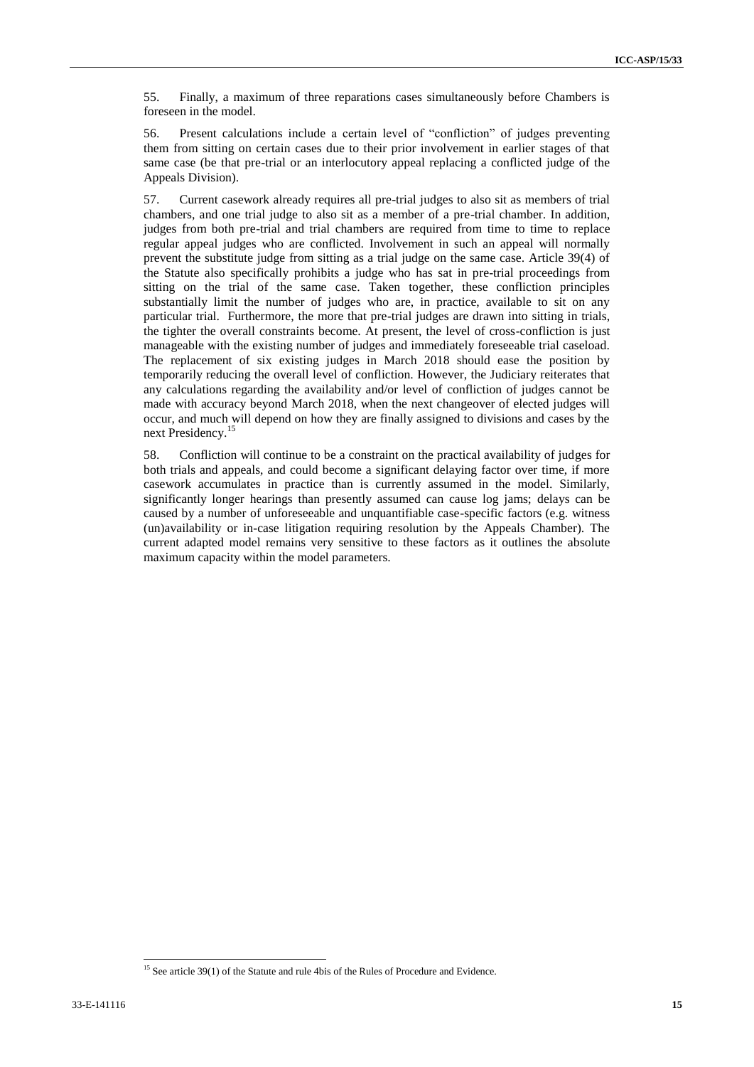55. Finally, a maximum of three reparations cases simultaneously before Chambers is foreseen in the model.

56. Present calculations include a certain level of "confliction" of judges preventing them from sitting on certain cases due to their prior involvement in earlier stages of that same case (be that pre-trial or an interlocutory appeal replacing a conflicted judge of the Appeals Division).

57. Current casework already requires all pre-trial judges to also sit as members of trial chambers, and one trial judge to also sit as a member of a pre-trial chamber. In addition, judges from both pre-trial and trial chambers are required from time to time to replace regular appeal judges who are conflicted. Involvement in such an appeal will normally prevent the substitute judge from sitting as a trial judge on the same case. Article 39(4) of the Statute also specifically prohibits a judge who has sat in pre-trial proceedings from sitting on the trial of the same case. Taken together, these confliction principles substantially limit the number of judges who are, in practice, available to sit on any particular trial. Furthermore, the more that pre-trial judges are drawn into sitting in trials, the tighter the overall constraints become. At present, the level of cross-confliction is just manageable with the existing number of judges and immediately foreseeable trial caseload. The replacement of six existing judges in March 2018 should ease the position by temporarily reducing the overall level of confliction. However, the Judiciary reiterates that any calculations regarding the availability and/or level of confliction of judges cannot be made with accuracy beyond March 2018, when the next changeover of elected judges will occur, and much will depend on how they are finally assigned to divisions and cases by the next Presidency.[15]

58. Confliction will continue to be a constraint on the practical availability of judges for both trials and appeals, and could become a significant delaying factor over time, if more casework accumulates in practice than is currently assumed in the model. Similarly, significantly longer hearings than presently assumed can cause log jams; delays can be caused by a number of unforeseeable and unquantifiable case-specific factors (e.g. witness (un)availability or in-case litigation requiring resolution by the Appeals Chamber). The current adapted model remains very sensitive to these factors as it outlines the absolute maximum capacity within the model parameters.

[15] See article 39(1) of the Statute and rule 4bis of the Rules of Procedure and Evidence.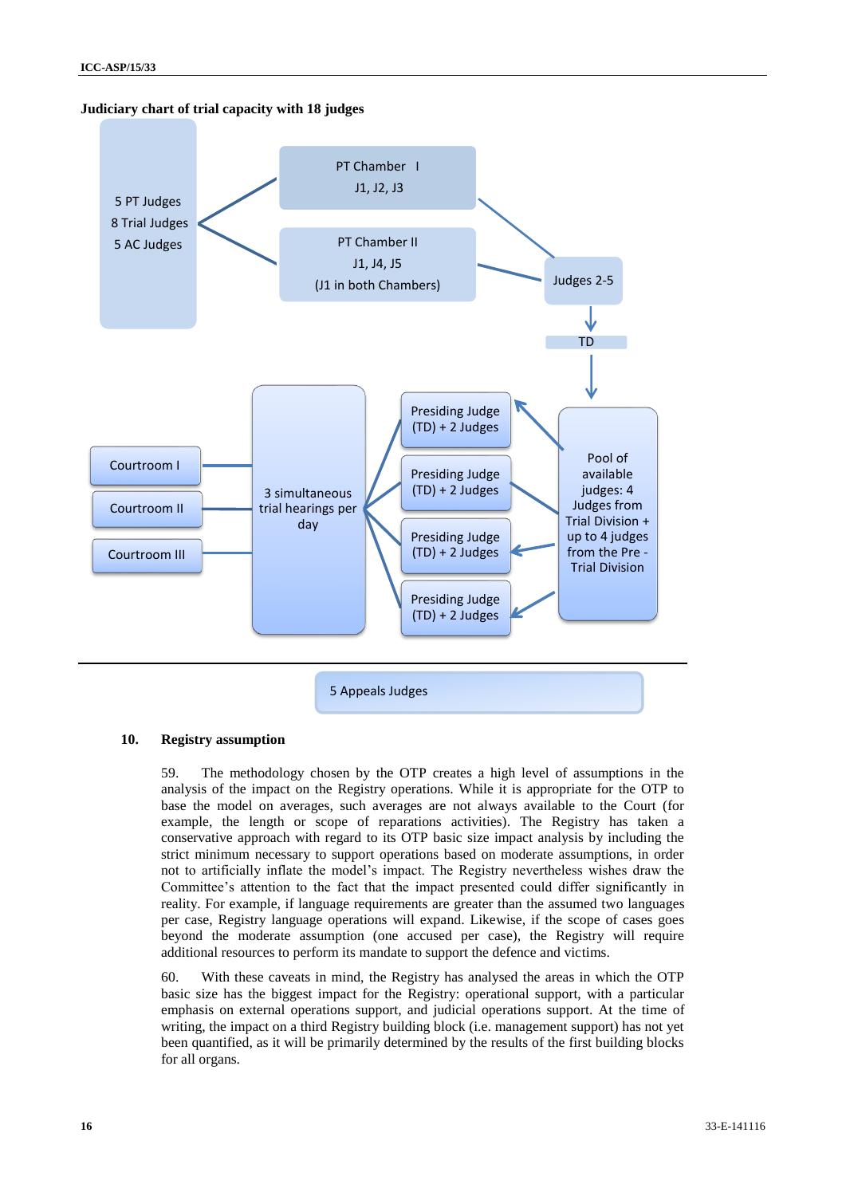**Judiciary chart of trial capacity with 18 judges**

5 PT Judges
8 Trial Judges
5 AC Judges

PT Chamber I
J1, J2, J3

PT Chamber II
J1, J4, J5
(J1 in both Chambers)

Judges 2-5

TD

Pool of available judges: 4 Judges from Trial Division + up to 4 judges from the Pre - Trial Division

Presiding Judge (TD) + 2 Judges

Presiding Judge (TD) + 2 Judges

Presiding Judge (TD) + 2 Judges

Presiding Judge (TD) + 2 Judges

3 simultaneous trial hearings per day

Courtroom I

Courtroom II

Courtroom III

5 Appeals Judges

## 10. Registry assumption

59. The methodology chosen by the OTP creates a high level of assumptions in the analysis of the impact on the Registry operations. While it is appropriate for the OTP to base the model on averages, such averages are not always available to the Court (for example, the length or scope of reparations activities). The Registry has taken a conservative approach with regard to its OTP basic size impact analysis by including the strict minimum necessary to support operations based on moderate assumptions, in order not to artificially inflate the model's impact. The Registry nevertheless wishes draw the Committee's attention to the fact that the impact presented could differ significantly in reality. For example, if language requirements are greater than the assumed two languages per case, Registry language operations will expand. Likewise, if the scope of cases goes beyond the moderate assumption (one accused per case), the Registry will require additional resources to perform its mandate to support the defence and victims.

60. With these caveats in mind, the Registry has analysed the areas in which the OTP basic size has the biggest impact for the Registry: operational support, with a particular emphasis on external operations support, and judicial operations support. At the time of writing, the impact on a third Registry building block (i.e. management support) has not yet been quantified, as it will be primarily determined by the results of the first building blocks for all organs.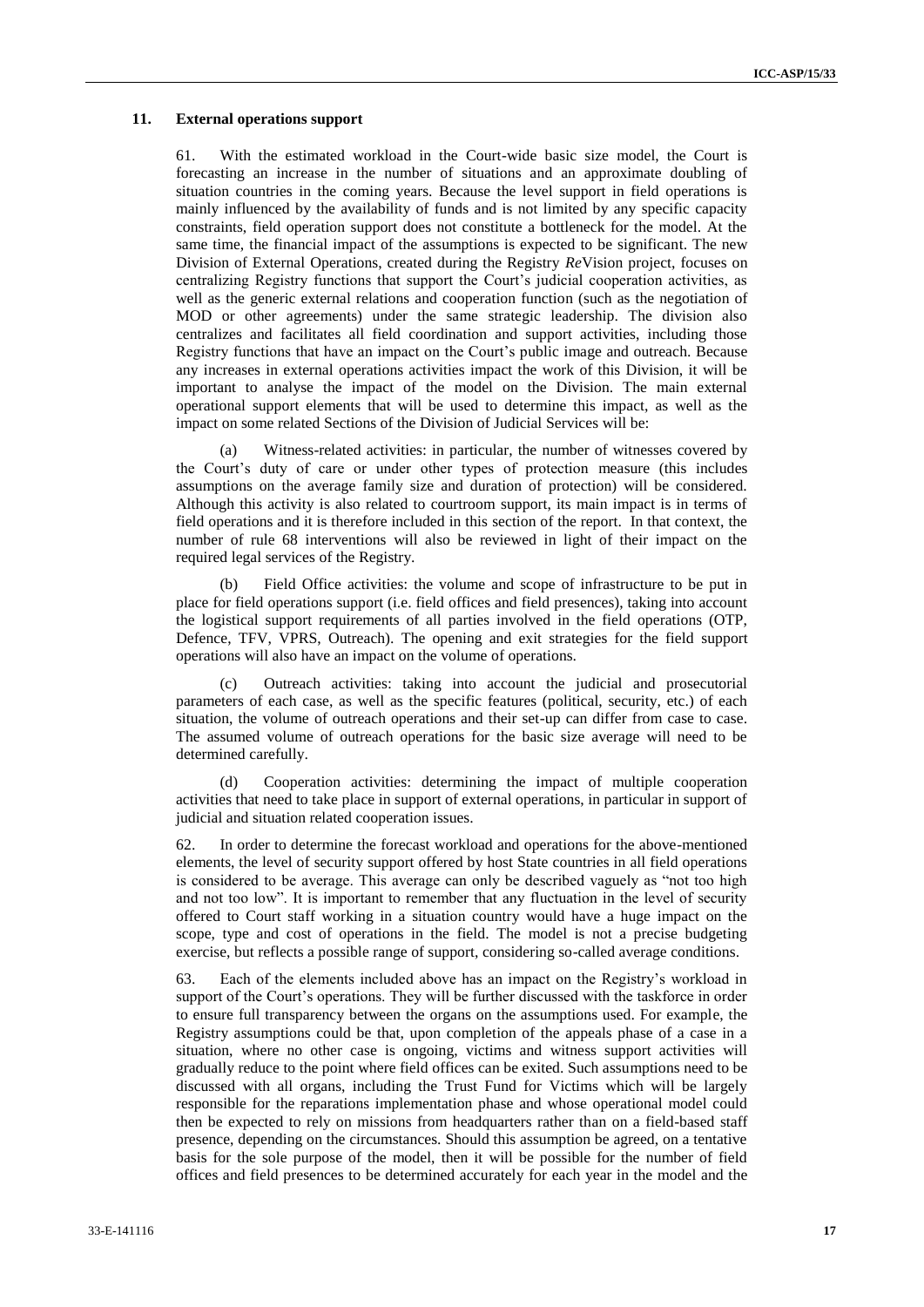## 11. External operations support

61. With the estimated workload in the Court-wide basic size model, the Court is forecasting an increase in the number of situations and an approximate doubling of situation countries in the coming years. Because the level support in field operations is mainly influenced by the availability of funds and is not limited by any specific capacity constraints, field operation support does not constitute a bottleneck for the model. At the same time, the financial impact of the assumptions is expected to be significant. The new Division of External Operations, created during the Registry *Re*Vision project, focuses on centralizing Registry functions that support the Court's judicial cooperation activities, as well as the generic external relations and cooperation function (such as the negotiation of MOD or other agreements) under the same strategic leadership. The division also centralizes and facilitates all field coordination and support activities, including those Registry functions that have an impact on the Court's public image and outreach. Because any increases in external operations activities impact the work of this Division, it will be important to analyse the impact of the model on the Division. The main external operational support elements that will be used to determine this impact, as well as the impact on some related Sections of the Division of Judicial Services will be:

(a) Witness-related activities: in particular, the number of witnesses covered by the Court's duty of care or under other types of protection measure (this includes assumptions on the average family size and duration of protection) will be considered. Although this activity is also related to courtroom support, its main impact is in terms of field operations and it is therefore included in this section of the report. In that context, the number of rule 68 interventions will also be reviewed in light of their impact on the required legal services of the Registry.

(b) Field Office activities: the volume and scope of infrastructure to be put in place for field operations support (i.e. field offices and field presences), taking into account the logistical support requirements of all parties involved in the field operations (OTP, Defence, TFV, VPRS, Outreach). The opening and exit strategies for the field support operations will also have an impact on the volume of operations.

(c) Outreach activities: taking into account the judicial and prosecutorial parameters of each case, as well as the specific features (political, security, etc.) of each situation, the volume of outreach operations and their set-up can differ from case to case. The assumed volume of outreach operations for the basic size average will need to be determined carefully.

(d) Cooperation activities: determining the impact of multiple cooperation activities that need to take place in support of external operations, in particular in support of judicial and situation related cooperation issues.

62. In order to determine the forecast workload and operations for the above-mentioned elements, the level of security support offered by host State countries in all field operations is considered to be average. This average can only be described vaguely as "not too high and not too low". It is important to remember that any fluctuation in the level of security offered to Court staff working in a situation country would have a huge impact on the scope, type and cost of operations in the field. The model is not a precise budgeting exercise, but reflects a possible range of support, considering so-called average conditions.

63. Each of the elements included above has an impact on the Registry's workload in support of the Court's operations. They will be further discussed with the taskforce in order to ensure full transparency between the organs on the assumptions used. For example, the Registry assumptions could be that, upon completion of the appeals phase of a case in a situation, where no other case is ongoing, victims and witness support activities will gradually reduce to the point where field offices can be exited. Such assumptions need to be discussed with all organs, including the Trust Fund for Victims which will be largely responsible for the reparations implementation phase and whose operational model could then be expected to rely on missions from headquarters rather than on a field-based staff presence, depending on the circumstances. Should this assumption be agreed, on a tentative basis for the sole purpose of the model, then it will be possible for the number of field offices and field presences to be determined accurately for each year in the model and the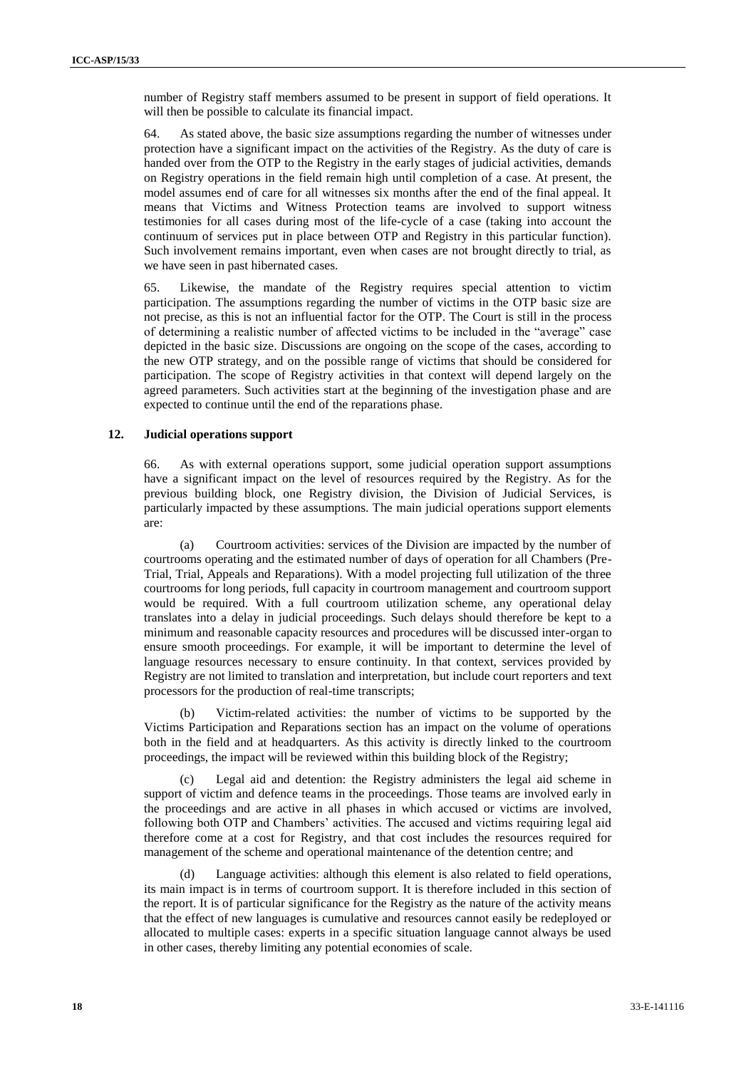number of Registry staff members assumed to be present in support of field operations. It will then be possible to calculate its financial impact.

64. As stated above, the basic size assumptions regarding the number of witnesses under protection have a significant impact on the activities of the Registry. As the duty of care is handed over from the OTP to the Registry in the early stages of judicial activities, demands on Registry operations in the field remain high until completion of a case. At present, the model assumes end of care for all witnesses six months after the end of the final appeal. It means that Victims and Witness Protection teams are involved to support witness testimonies for all cases during most of the life-cycle of a case (taking into account the continuum of services put in place between OTP and Registry in this particular function). Such involvement remains important, even when cases are not brought directly to trial, as we have seen in past hibernated cases.

65. Likewise, the mandate of the Registry requires special attention to victim participation. The assumptions regarding the number of victims in the OTP basic size are not precise, as this is not an influential factor for the OTP. The Court is still in the process of determining a realistic number of affected victims to be included in the "average" case depicted in the basic size. Discussions are ongoing on the scope of the cases, according to the new OTP strategy, and on the possible range of victims that should be considered for participation. The scope of Registry activities in that context will depend largely on the agreed parameters. Such activities start at the beginning of the investigation phase and are expected to continue until the end of the reparations phase.

### 12. Judicial operations support

66. As with external operations support, some judicial operation support assumptions have a significant impact on the level of resources required by the Registry. As for the previous building block, one Registry division, the Division of Judicial Services, is particularly impacted by these assumptions. The main judicial operations support elements are:

(a) Courtroom activities: services of the Division are impacted by the number of courtrooms operating and the estimated number of days of operation for all Chambers (Pre-Trial, Trial, Appeals and Reparations). With a model projecting full utilization of the three courtrooms for long periods, full capacity in courtroom management and courtroom support would be required. With a full courtroom utilization scheme, any operational delay translates into a delay in judicial proceedings. Such delays should therefore be kept to a minimum and reasonable capacity resources and procedures will be discussed inter-organ to ensure smooth proceedings. For example, it will be important to determine the level of language resources necessary to ensure continuity. In that context, services provided by Registry are not limited to translation and interpretation, but include court reporters and text processors for the production of real-time transcripts;

(b) Victim-related activities: the number of victims to be supported by the Victims Participation and Reparations section has an impact on the volume of operations both in the field and at headquarters. As this activity is directly linked to the courtroom proceedings, the impact will be reviewed within this building block of the Registry;

(c) Legal aid and detention: the Registry administers the legal aid scheme in support of victim and defence teams in the proceedings. Those teams are involved early in the proceedings and are active in all phases in which accused or victims are involved, following both OTP and Chambers' activities. The accused and victims requiring legal aid therefore come at a cost for Registry, and that cost includes the resources required for management of the scheme and operational maintenance of the detention centre; and

(d) Language activities: although this element is also related to field operations, its main impact is in terms of courtroom support. It is therefore included in this section of the report. It is of particular significance for the Registry as the nature of the activity means that the effect of new languages is cumulative and resources cannot easily be redeployed or allocated to multiple cases: experts in a specific situation language cannot always be used in other cases, thereby limiting any potential economies of scale.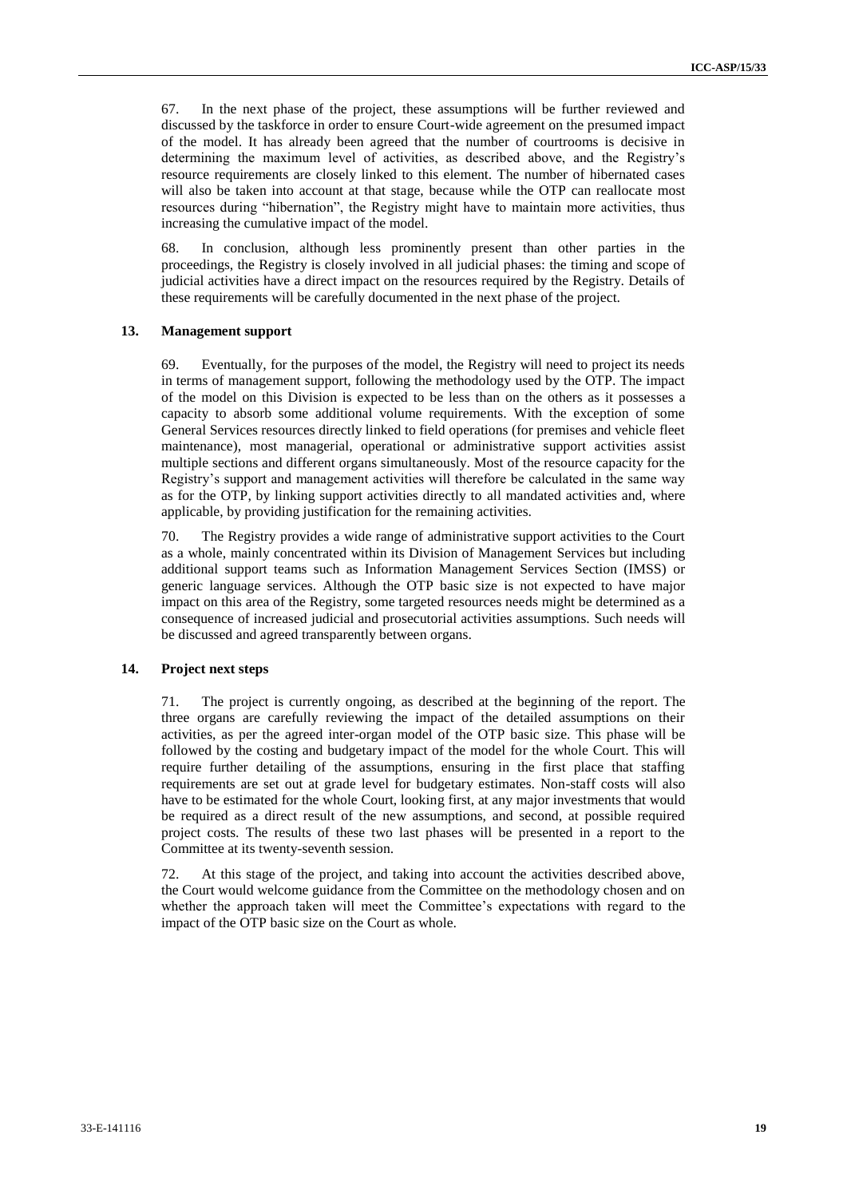67. In the next phase of the project, these assumptions will be further reviewed and discussed by the taskforce in order to ensure Court-wide agreement on the presumed impact of the model. It has already been agreed that the number of courtrooms is decisive in determining the maximum level of activities, as described above, and the Registry's resource requirements are closely linked to this element. The number of hibernated cases will also be taken into account at that stage, because while the OTP can reallocate most resources during "hibernation", the Registry might have to maintain more activities, thus increasing the cumulative impact of the model.

68. In conclusion, although less prominently present than other parties in the proceedings, the Registry is closely involved in all judicial phases: the timing and scope of judicial activities have a direct impact on the resources required by the Registry. Details of these requirements will be carefully documented in the next phase of the project.

### 13. Management support

69. Eventually, for the purposes of the model, the Registry will need to project its needs in terms of management support, following the methodology used by the OTP. The impact of the model on this Division is expected to be less than on the others as it possesses a capacity to absorb some additional volume requirements. With the exception of some General Services resources directly linked to field operations (for premises and vehicle fleet maintenance), most managerial, operational or administrative support activities assist multiple sections and different organs simultaneously. Most of the resource capacity for the Registry's support and management activities will therefore be calculated in the same way as for the OTP, by linking support activities directly to all mandated activities and, where applicable, by providing justification for the remaining activities.

70. The Registry provides a wide range of administrative support activities to the Court as a whole, mainly concentrated within its Division of Management Services but including additional support teams such as Information Management Services Section (IMSS) or generic language services. Although the OTP basic size is not expected to have major impact on this area of the Registry, some targeted resources needs might be determined as a consequence of increased judicial and prosecutorial activities assumptions. Such needs will be discussed and agreed transparently between organs.

### 14. Project next steps

71. The project is currently ongoing, as described at the beginning of the report. The three organs are carefully reviewing the impact of the detailed assumptions on their activities, as per the agreed inter-organ model of the OTP basic size. This phase will be followed by the costing and budgetary impact of the model for the whole Court. This will require further detailing of the assumptions, ensuring in the first place that staffing requirements are set out at grade level for budgetary estimates. Non-staff costs will also have to be estimated for the whole Court, looking first, at any major investments that would be required as a direct result of the new assumptions, and second, at possible required project costs. The results of these two last phases will be presented in a report to the Committee at its twenty-seventh session.

72. At this stage of the project, and taking into account the activities described above, the Court would welcome guidance from the Committee on the methodology chosen and on whether the approach taken will meet the Committee's expectations with regard to the impact of the OTP basic size on the Court as whole.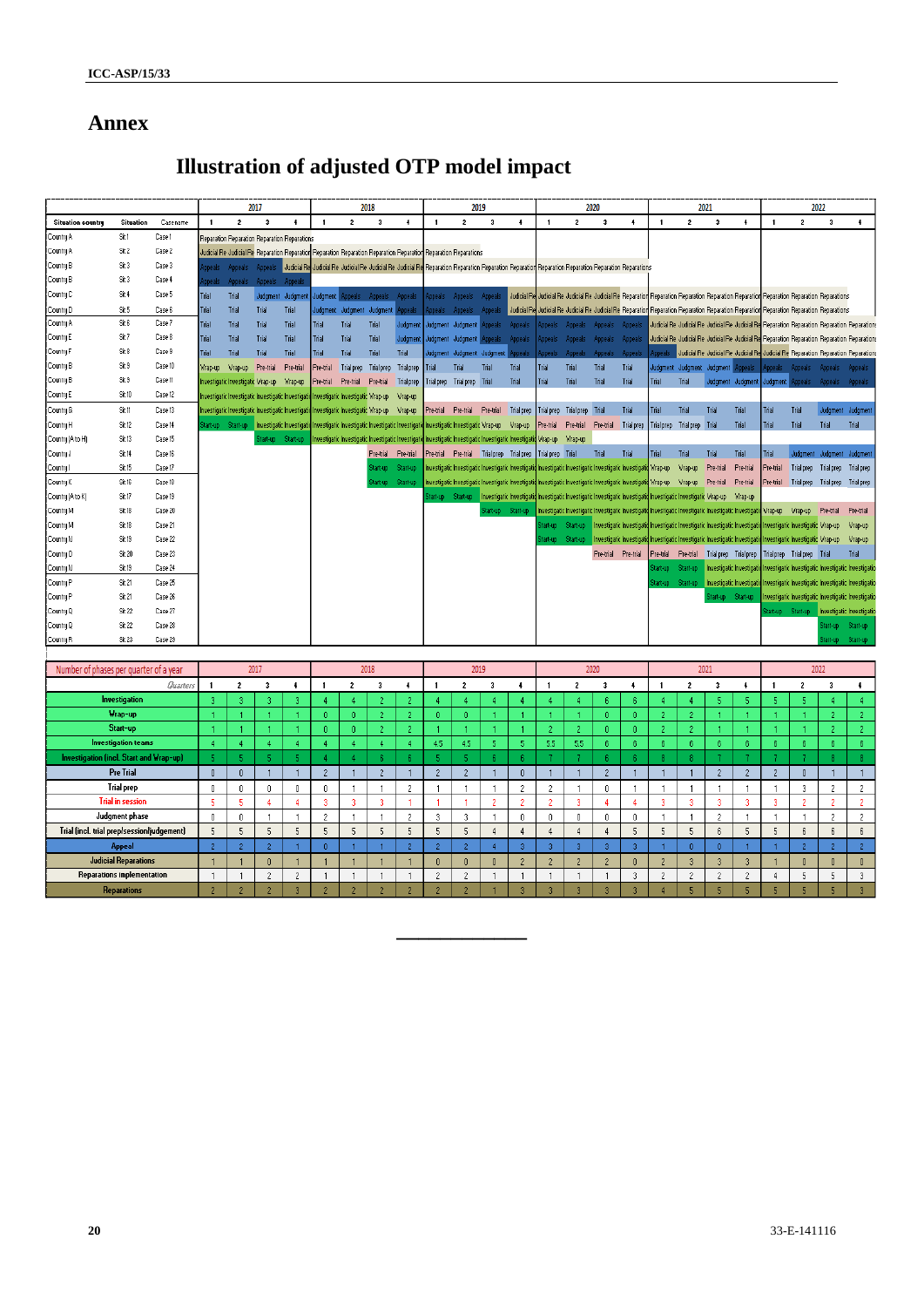# Annex

## Illustration of adjusted OTP model impact

| | | | 2017 | | | | 2018 | | | | 2019 | | | | 2020 | | | | 2021 | | | | 2022 | | | |
|---|---|---|---|---|---|---|---|---|---|---|---|---|---|---|---|---|---|---|---|---|---|---|---|---|---|---|
| **Situation country** | **Situation** | **Casename** | 1 | 2 | 3 | 4 | 1 | 2 | 3 | 4 | 1 | 2 | 3 | 4 | 1 | 2 | 3 | 4 | 1 | 2 | 3 | 4 | 1 | 2 | 3 | 4 |
| Country A | Sit 1 | Case 1 | Reparation | Reparation | Reparation | Reparations | | | | | | | | | | | | | | | | | | | | |
| Country A | Sit 2 | Case 2 | Judicial Re | Judicial Re | Reparation | Reparation | Reparation | Reparation | Reparation | Reparation | Reparation | Reparations | | | | | | | | | | | | | | |
| Country B | Sit 3 | Case 3 | Appeals | Appeals | Appeals | Judicial Re | Judicial Re | Judicial Re | Judicial Re | Judicial Re | Reparation | Reparation | Reparation | Reparation | Reparation | Reparation | Reparation | Reparations | | | | | | | | |
| Country B | Sit 3 | Case 4 | Appeals | Appeals | Appeals | Appeals | | | | | | | | | | | | | | | | | | | | |
| Country C | Sit 4 | Case 5 | Trial | Trial | Judgment | Judgment | Judgment | Appeals | Appeals | Appeals | Appeals | Appeals | Appeals | Judicial Re | Judicial Re | Judicial Re | Judicial Re | Reparation | Reparation | Reparation | Reparation | Reparation | Reparation | Reparation | Reparations | |
| Country D | Sit 5 | Case 6 | Trial | Trial | Trial | Trial | Judgment | Judgment | Judgment | Appeals | Appeals | Appeals | Appeals | Judicial Re | Judicial Re | Judicial Re | Judicial Re | Reparation | Reparation | Reparation | Reparation | Reparation | Reparation | Reparation | Reparations | |
| Country A | Sit 6 | Case 7 | Trial | Trial | Trial | Trial | Trial | Trial | Trial | Judgment | Judgment | Judgment | Appeals | Appeals | Appeals | Appeals | Appeals | Appeals | Judicial Re | Judicial Re | Judicial Re | Judicial Re | Reparation | Reparation | Reparation | Reparations |
| Country E | Sit 7 | Case 8 | Trial | Trial | Trial | Trial | Trial | Trial | Trial | Judgment | Judgment | Judgment | Appeals | Appeals | Appeals | Appeals | Appeals | Appeals | Judicial Re | Judicial Re | Judicial Re | Judicial Re | Reparation | Reparation | Reparation | Reparations |
| Country F | Sit 8 | Case 9 | Trial | Trial | Trial | Trial | Trial | Trial | Trial | Trial | Judgment | Judgment | Judgment | Appeals | Appeals | Appeals | Appeals | Appeals | Appeals | Judicial Re | Judicial Re | Judicial Re | Judicial Re | Reparation | Reparation | Reparations |
| Country B | Sit 9 | Case 10 | Wrap-up | Wrap-up | Pre-trial | Pre-trial | Pre-trial | Trial prep | Trial prep | Trial prep | Trial | Trial | Trial | Trial | Trial | Trial | Trial | Trial | Judgment | Judgment | Judgment | Appeals | Appeals | Appeals | Appeals | Appeals |
| Country B | Sit 9 | Case 11 | Investigatio | Investigatio | Wrap-up | Wrap-up | Pre-trial | Pre-trial | Pre-trial | Trial prep | Trial prep | Trial prep | Trial | Trial | Trial | Trial | Trial | Trial | Trial | Trial | Judgment | Judgment | Judgment | Appeals | Appeals | Appeals |
| Country E | Sit 10 | Case 12 | Investigatio | Investigatio | Investigatio | Investigatio | Investigatio | Investigatio | Wrap-up | Wrap-up | | | | | | | | | | | | | | | | |
| Country G | Sit 11 | Case 13 | Investigatio | Investigatio | Investigatio | Investigatio | Investigatio | Investigatio | Wrap-up | Wrap-up | Pre-trial | Pre-trial | Pre-trial | Trial prep | Trial prep | Trial prep | Trial | Trial | Trial | Trial | Trial | Trial | Trial | Trial | Judgment | Judgment |
| Country H | Sit 12 | Case 14 | Start-up | Start-up | Investigatio | Investigatio | Investigatio | Investigatio | Investigatio | Investigatio | Investigatio | Investigatio | Wrap-up | Wrap-up | Pre-trial | Pre-trial | Pre-trial | Trial prep | Trial prep | Trial prep | Trial | Trial | Trial | Trial | Trial | Trial |
| Country (A to H) | Sit 13 | Case 15 | | | Start-up | Start-up | Investigatio | Investigatio | Investigatio | Investigatio | Investigatio | Investigatio | Investigatio | Investigatio | Wrap-up | Wrap-up | | | | | | | | | | |
| Country I | Sit 14 | Case 16 | | | | | | | Pre-trial | Pre-trial | Pre-trial | Pre-trial | Trial prep | Trial prep | Trial prep | Trial | Trial | Trial | Trial | Trial | Trial | Trial | Trial | Judgment | Judgment | Judgment |
| Country J | Sit 15 | Case 17 | | | | | | | Start-up | Start-up | Investigatio | Investigatio | Investigatio | Investigatio | Investigatio | Investigatio | Investigatio | Investigatio | Wrap-up | Wrap-up | Pre-trial | Pre-trial | Pre-trial | Trial prep | Trial prep | Trial prep |
| Country K | Sit 16 | Case 18 | | | | | | | Start-up | Start-up | Investigatio | Investigatio | Investigatio | Investigatio | Investigatio | Investigatio | Investigatio | Investigatio | Wrap-up | Wrap-up | Pre-trial | Pre-trial | Pre-trial | Trial prep | Trial prep | Trial prep |
| Country (A to K) | Sit 17 | Case 19 | | | | | | | | | Start-up | Start-up | Investigatio | Investigatio | Investigatio | Investigatio | Investigatio | Investigatio | Investigatio | Investigatio | Wrap-up | Wrap-up | | | | |
| Country M | Sit 18 | Case 20 | | | | | | | | | | | Start-up | Start-up | Investigatio | Investigatio | Investigatio | Investigatio | Investigatio | Investigatio | Investigatio | Investigatio | Wrap-up | Wrap-up | Pre-trial | Pre-trial |
| Country M | Sit 18 | Case 21 | | | | | | | | | | | | | Start-up | Start-up | Investigatio | Investigatio | Investigatio | Investigatio | Investigatio | Investigatio | Investigatio | Investigatio | Wrap-up | Wrap-up |
| Country N | Sit 19 | Case 22 | | | | | | | | | | | | | Start-up | Start-up | Investigatio | Investigatio | Investigatio | Investigatio | Investigatio | Investigatio | Investigatio | Investigatio | Wrap-up | Wrap-up |
| Country O | Sit 20 | Case 23 | | | | | | | | | | | | | | | Pre-trial | Pre-trial | Pre-trial | Pre-trial | Trial prep | Trial prep | Trial prep | Trial prep | Trial | Trial |
| Country N | Sit 19 | Case 24 | | | | | | | | | | | | | | | | | Start-up | Start-up | Investigatio | Investigatio | Investigatio | Investigatio | Investigatio | Investigatio |
| Country P | Sit 21 | Case 25 | | | | | | | | | | | | | | | | | Start-up | Start-up | Investigatio | Investigatio | Investigatio | Investigatio | Investigatio | Investigatio |
| Country P | Sit 21 | Case 26 | | | | | | | | | | | | | | | | | | | Start-up | Start-up | Investigatio | Investigatio | Investigatio | Investigatio |
| Country Q | Sit 22 | Case 27 | | | | | | | | | | | | | | | | | | | | | Start-up | Start-up | Investigatio | Investigatio |
| Country Q | Sit 22 | Case 28 | | | | | | | | | | | | | | | | | | | | | | | Start-up | Start-up |
| Country R | Sit 23 | Case 29 | | | | | | | | | | | | | | | | | | | | | | | Start-up | Start-up |

| Number of phases per quarter of a year | 2017 | | | | 2018 | | | | 2019 | | | | 2020 | | | | 2021 | | | | 2022 | | | |
|---|---|---|---|---|---|---|---|---|---|---|---|---|---|---|---|---|---|---|---|---|---|---|---|---|
| *Quarters* | 1 | 2 | 3 | 4 | 1 | 2 | 3 | 4 | 1 | 2 | 3 | 4 | 1 | 2 | 3 | 4 | 1 | 2 | 3 | 4 | 1 | 2 | 3 | 4 |
| **Investigation** | 3 | 3 | 3 | 3 | 4 | 4 | 2 | 2 | 4 | 4 | 4 | 4 | 4 | 4 | 6 | 6 | 4 | 4 | 5 | 5 | 5 | 5 | 4 | 4 |
| **Wrap-up** | 1 | 1 | 1 | 1 | 0 | 0 | 2 | 2 | 0 | 0 | 1 | 1 | 1 | 1 | 0 | 0 | 2 | 2 | 1 | 1 | 1 | 1 | 2 | 2 |
| **Start-up** | 1 | 1 | 1 | 1 | 0 | 0 | 2 | 2 | 1 | 1 | 1 | 1 | 2 | 2 | 0 | 0 | 2 | 2 | 1 | 1 | 1 | 1 | 2 | 2 |
| **Investigation teams** | 4 | 4 | 4 | 4 | 4 | 4 | 4 | 4 | 4.5 | 4.5 | 5 | 5 | 5.5 | 5.5 | 6 | 6 | 6 | 6 | 6 | 6 | 6 | 6 | 6 | 6 |
| **Investigation (incl. Start and Wrap-up)** | 5 | 5 | 5 | 5 | 4 | 4 | 6 | 6 | 5 | 5 | 6 | 6 | 7 | 7 | 6 | 6 | 8 | 8 | 7 | 7 | 7 | 7 | 8 | 8 |
| **Pre Trial** | 0 | 0 | 1 | 1 | 2 | 1 | 2 | 1 | 2 | 2 | 1 | 0 | 1 | 1 | 2 | 1 | 1 | 1 | 2 | 2 | 2 | 0 | 1 | 1 |
| **Trial prep** | 0 | 0 | 0 | 0 | 0 | 1 | 1 | 2 | 1 | 1 | 1 | 2 | 2 | 1 | 0 | 1 | 1 | 1 | 1 | 1 | 1 | 3 | 2 | 2 |
| **Trial in session** | 5 | 5 | 4 | 4 | 3 | 3 | 3 | 1 | 1 | 1 | 2 | 2 | 2 | 3 | 4 | 4 | 3 | 3 | 3 | 3 | 3 | 2 | 2 | 2 |
| **Judgment phase** | 0 | 0 | 1 | 1 | 2 | 1 | 1 | 2 | 3 | 3 | 1 | 0 | 0 | 0 | 0 | 0 | 1 | 1 | 2 | 1 | 1 | 1 | 2 | 2 |
| **Trial (incl. trial prep/session/judgement)** | 5 | 5 | 5 | 5 | 5 | 5 | 5 | 5 | 5 | 5 | 4 | 4 | 4 | 4 | 4 | 5 | 5 | 5 | 6 | 5 | 5 | 6 | 6 | 6 |
| **Appeal** | 2 | 2 | 2 | 1 | 0 | 1 | 1 | 2 | 2 | 2 | 4 | 3 | 3 | 3 | 3 | 3 | 1 | 0 | 0 | 1 | 1 | 2 | 2 | 2 |
| **Judicial Reparations** | 1 | 1 | 0 | 1 | 1 | 1 | 1 | 1 | 0 | 0 | 0 | 2 | 2 | 2 | 2 | 0 | 2 | 3 | 3 | 3 | 1 | 0 | 0 | 0 |
| **Reparations implementation** | 1 | 1 | 2 | 2 | 1 | 1 | 1 | 1 | 2 | 2 | 1 | 1 | 1 | 1 | 1 | 3 | 2 | 2 | 2 | 2 | 4 | 5 | 5 | 3 |
| **Reparations** | 2 | 2 | 2 | 3 | 2 | 2 | 2 | 2 | 2 | 2 | 1 | 3 | 3 | 3 | 3 | 3 | 4 | 5 | 5 | 5 | 5 | 5 | 5 | 3 |